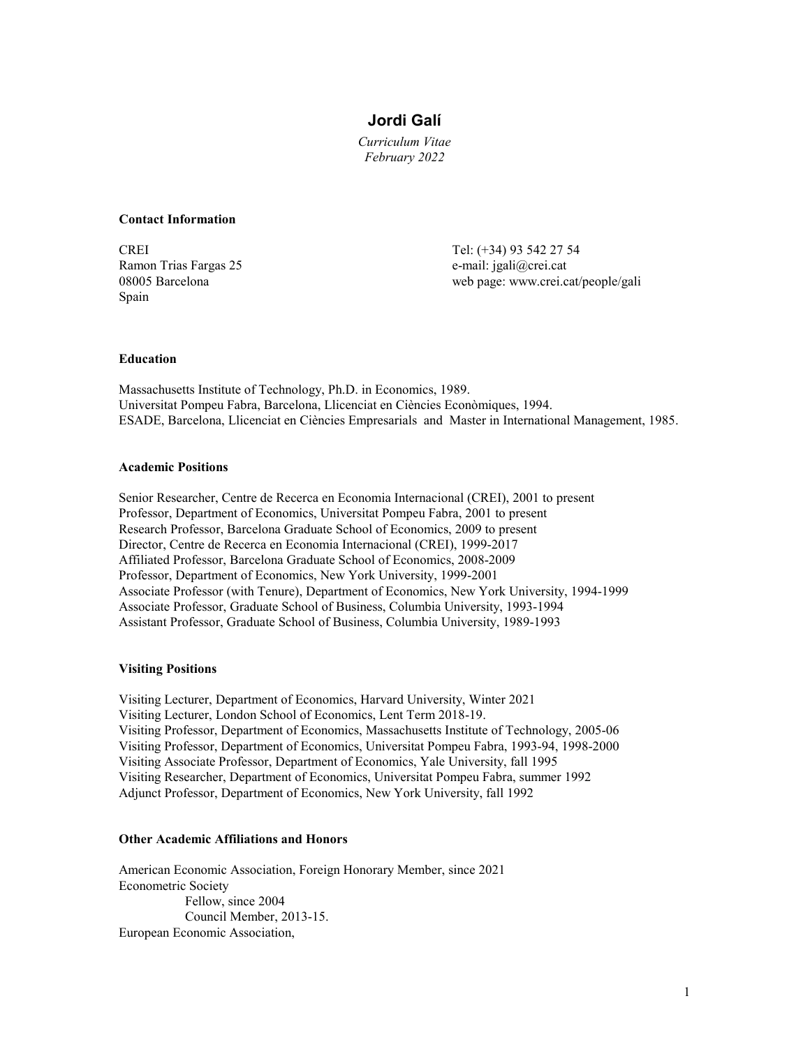# Jordi Galí

*Curriculum Vitae*
*February 2022*

### Contact Information

CREI
Ramon Trias Fargas 25
08005 Barcelona
Spain

Tel: (+34) 93 542 27 54
e-mail: jgali@crei.cat
web page: www.crei.cat/people/gali

### Education

Massachusetts Institute of Technology, Ph.D. in Economics, 1989.
Universitat Pompeu Fabra, Barcelona, Llicenciat en Ciències Econòmiques, 1994.
ESADE, Barcelona, Llicenciat en Ciències Empresarials and Master in International Management, 1985.

### Academic Positions

Senior Researcher, Centre de Recerca en Economia Internacional (CREI), 2001 to present
Professor, Department of Economics, Universitat Pompeu Fabra, 2001 to present
Research Professor, Barcelona Graduate School of Economics, 2009 to present
Director, Centre de Recerca en Economia Internacional (CREI), 1999-2017
Affiliated Professor, Barcelona Graduate School of Economics, 2008-2009
Professor, Department of Economics, New York University, 1999-2001
Associate Professor (with Tenure), Department of Economics, New York University, 1994-1999
Associate Professor, Graduate School of Business, Columbia University, 1993-1994
Assistant Professor, Graduate School of Business, Columbia University, 1989-1993

### Visiting Positions

Visiting Lecturer, Department of Economics, Harvard University, Winter 2021
Visiting Lecturer, London School of Economics, Lent Term 2018-19.
Visiting Professor, Department of Economics, Massachusetts Institute of Technology, 2005-06
Visiting Professor, Department of Economics, Universitat Pompeu Fabra, 1993-94, 1998-2000
Visiting Associate Professor, Department of Economics, Yale University, fall 1995
Visiting Researcher, Department of Economics, Universitat Pompeu Fabra, summer 1992
Adjunct Professor, Department of Economics, New York University, fall 1992

### Other Academic Affiliations and Honors

American Economic Association, Foreign Honorary Member, since 2021
Econometric Society
- Fellow, since 2004
- Council Member, 2013-15.

European Economic Association,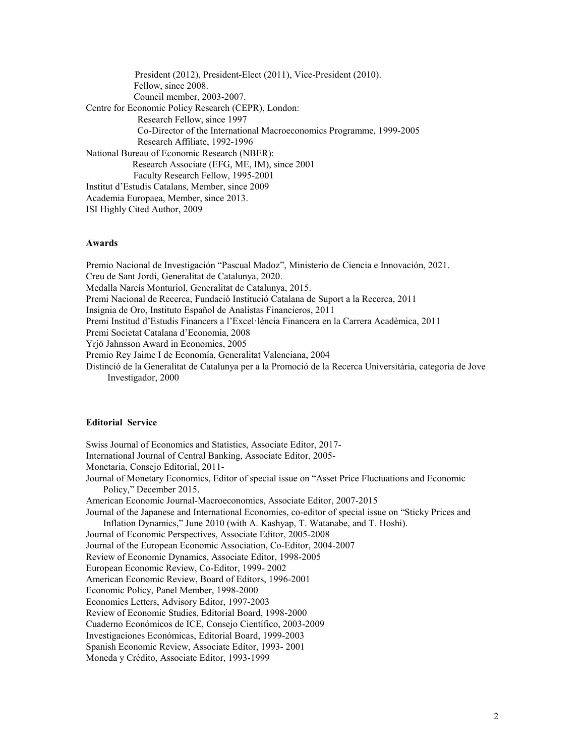President (2012), President-Elect (2011), Vice-President (2010).
Fellow, since 2008.
Council member, 2003-2007.

Centre for Economic Policy Research (CEPR), London:
Research Fellow, since 1997
Co-Director of the International Macroeconomics Programme, 1999-2005
Research Affiliate, 1992-1996

National Bureau of Economic Research (NBER):
Research Associate (EFG, ME, IM), since 2001
Faculty Research Fellow, 1995-2001

Institut d'Estudis Catalans, Member, since 2009
Academia Europaea, Member, since 2013.
ISI Highly Cited Author, 2009

**Awards**

Premio Nacional de Investigación "Pascual Madoz", Ministerio de Ciencia e Innovación, 2021.
Creu de Sant Jordi, Generalitat de Catalunya, 2020.
Medalla Narcís Monturiol, Generalitat de Catalunya, 2015.
Premi Nacional de Recerca, Fundació Institució Catalana de Suport a la Recerca, 2011
Insignia de Oro, Instituto Español de Analistas Financieros, 2011
Premi Institud d'Estudis Financers a l'Excel·lència Financera en la Carrera Acadèmica, 2011
Premi Societat Catalana d'Economia, 2008
Yrjö Jahnsson Award in Economics, 2005
Premio Rey Jaime I de Economía, Generalitat Valenciana, 2004
Distinció de la Generalitat de Catalunya per a la Promoció de la Recerca Universitària, categoria de Jove Investigador, 2000

**Editorial Service**

Swiss Journal of Economics and Statistics, Associate Editor, 2017-
International Journal of Central Banking, Associate Editor, 2005-
Monetaria, Consejo Editorial, 2011-
Journal of Monetary Economics, Editor of special issue on "Asset Price Fluctuations and Economic Policy," December 2015.
American Economic Journal-Macroeconomics, Associate Editor, 2007-2015
Journal of the Japanese and International Economies, co-editor of special issue on "Sticky Prices and Inflation Dynamics," June 2010 (with A. Kashyap, T. Watanabe, and T. Hoshi).
Journal of Economic Perspectives, Associate Editor, 2005-2008
Journal of the European Economic Association, Co-Editor, 2004-2007
Review of Economic Dynamics, Associate Editor, 1998-2005
European Economic Review, Co-Editor, 1999- 2002
American Economic Review, Board of Editors, 1996-2001
Economic Policy, Panel Member, 1998-2000
Economics Letters, Advisory Editor, 1997-2003
Review of Economic Studies, Editorial Board, 1998-2000
Cuaderno Económicos de ICE, Consejo Científico, 2003-2009
Investigaciones Económicas, Editorial Board, 1999-2003
Spanish Economic Review, Associate Editor, 1993- 2001
Moneda y Crédito, Associate Editor, 1993-1999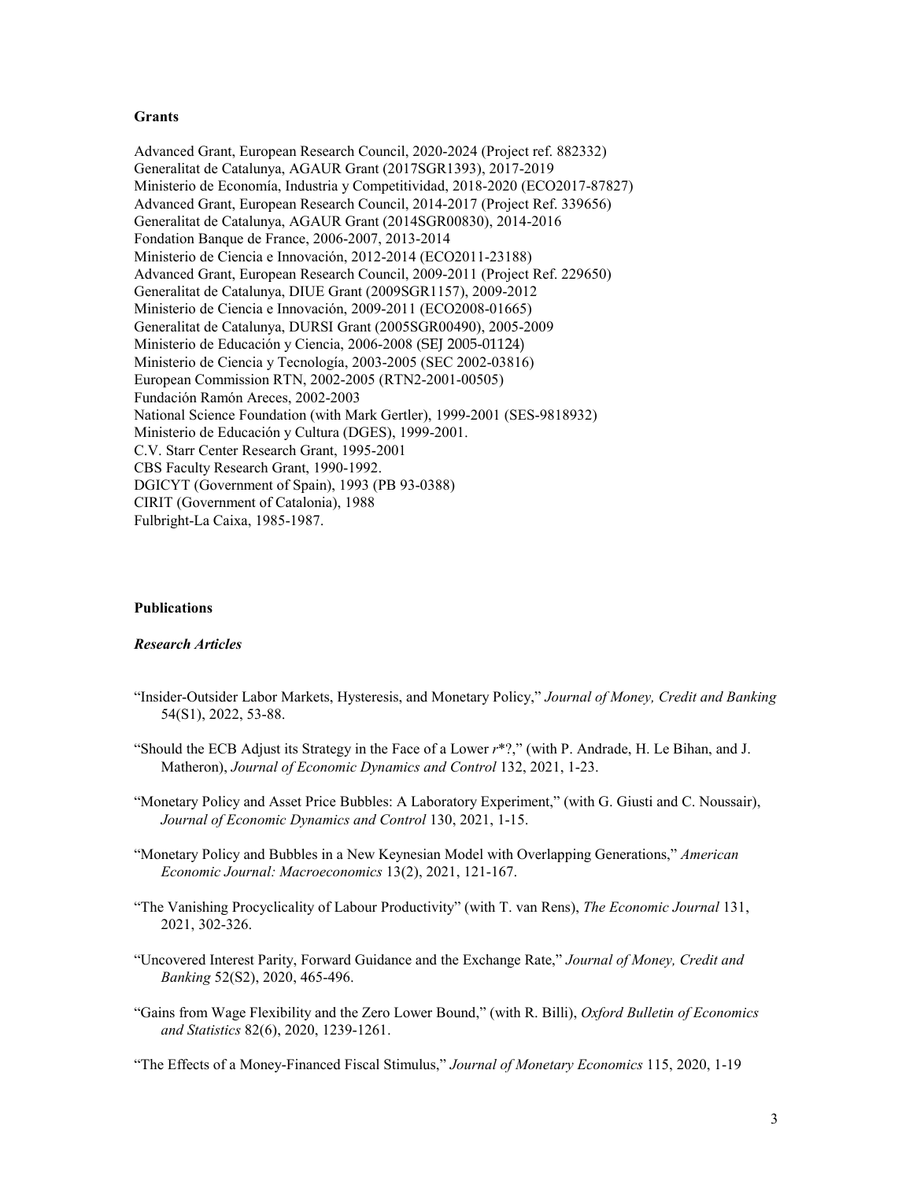**Grants**

Advanced Grant, European Research Council, 2020-2024 (Project ref. 882332)
Generalitat de Catalunya, AGAUR Grant (2017SGR1393), 2017-2019
Ministerio de Economía, Industria y Competitividad, 2018-2020 (ECO2017-87827)
Advanced Grant, European Research Council, 2014-2017 (Project Ref. 339656)
Generalitat de Catalunya, AGAUR Grant (2014SGR00830), 2014-2016
Fondation Banque de France, 2006-2007, 2013-2014
Ministerio de Ciencia e Innovación, 2012-2014 (ECO2011-23188)
Advanced Grant, European Research Council, 2009-2011 (Project Ref. 229650)
Generalitat de Catalunya, DIUE Grant (2009SGR1157), 2009-2012
Ministerio de Ciencia e Innovación, 2009-2011 (ECO2008-01665)
Generalitat de Catalunya, DURSI Grant (2005SGR00490), 2005-2009
Ministerio de Educación y Ciencia, 2006-2008 (SEJ 2005-01124)
Ministerio de Ciencia y Tecnología, 2003-2005 (SEC 2002-03816)
European Commission RTN, 2002-2005 (RTN2-2001-00505)
Fundación Ramón Areces, 2002-2003
National Science Foundation (with Mark Gertler), 1999-2001 (SES-9818932)
Ministerio de Educación y Cultura (DGES), 1999-2001.
C.V. Starr Center Research Grant, 1995-2001
CBS Faculty Research Grant, 1990-1992.
DGICYT (Government of Spain), 1993 (PB 93-0388)
CIRIT (Government of Catalonia), 1988
Fulbright-La Caixa, 1985-1987.

**Publications**

***Research Articles***

"Insider-Outsider Labor Markets, Hysteresis, and Monetary Policy," *Journal of Money, Credit and Banking* 54(S1), 2022, 53-88.

"Should the ECB Adjust its Strategy in the Face of a Lower *r*\*?," (with P. Andrade, H. Le Bihan, and J. Matheron), *Journal of Economic Dynamics and Control* 132, 2021, 1-23.

"Monetary Policy and Asset Price Bubbles: A Laboratory Experiment," (with G. Giusti and C. Noussair), *Journal of Economic Dynamics and Control* 130, 2021, 1-15.

"Monetary Policy and Bubbles in a New Keynesian Model with Overlapping Generations," *American Economic Journal: Macroeconomics* 13(2), 2021, 121-167.

"The Vanishing Procyclicality of Labour Productivity" (with T. van Rens), *The Economic Journal* 131, 2021, 302-326.

"Uncovered Interest Parity, Forward Guidance and the Exchange Rate," *Journal of Money, Credit and Banking* 52(S2), 2020, 465-496.

"Gains from Wage Flexibility and the Zero Lower Bound," (with R. Billi), *Oxford Bulletin of Economics and Statistics* 82(6), 2020, 1239-1261.

"The Effects of a Money-Financed Fiscal Stimulus," *Journal of Monetary Economics* 115, 2020, 1-19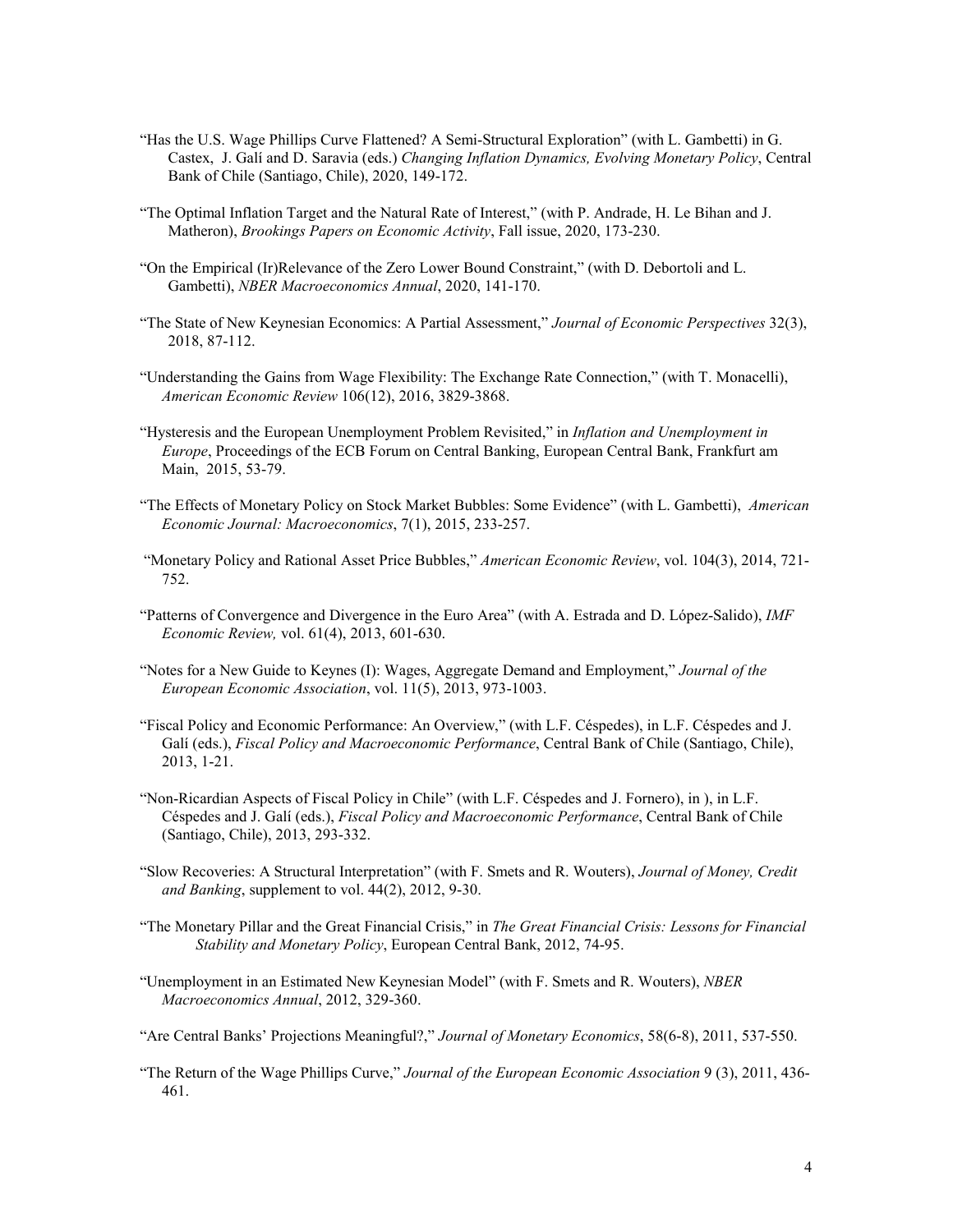"Has the U.S. Wage Phillips Curve Flattened? A Semi-Structural Exploration" (with L. Gambetti) in G. Castex, J. Galí and D. Saravia (eds.) *Changing Inflation Dynamics, Evolving Monetary Policy*, Central Bank of Chile (Santiago, Chile), 2020, 149-172.

"The Optimal Inflation Target and the Natural Rate of Interest," (with P. Andrade, H. Le Bihan and J. Matheron), *Brookings Papers on Economic Activity*, Fall issue, 2020, 173-230.

"On the Empirical (Ir)Relevance of the Zero Lower Bound Constraint," (with D. Debortoli and L. Gambetti), *NBER Macroeconomics Annual*, 2020, 141-170.

"The State of New Keynesian Economics: A Partial Assessment," *Journal of Economic Perspectives* 32(3), 2018, 87-112.

"Understanding the Gains from Wage Flexibility: The Exchange Rate Connection," (with T. Monacelli), *American Economic Review* 106(12), 2016, 3829-3868.

"Hysteresis and the European Unemployment Problem Revisited," in *Inflation and Unemployment in Europe*, Proceedings of the ECB Forum on Central Banking, European Central Bank, Frankfurt am Main, 2015, 53-79.

"The Effects of Monetary Policy on Stock Market Bubbles: Some Evidence" (with L. Gambetti), *American Economic Journal: Macroeconomics*, 7(1), 2015, 233-257.

"Monetary Policy and Rational Asset Price Bubbles," *American Economic Review*, vol. 104(3), 2014, 721-752.

"Patterns of Convergence and Divergence in the Euro Area" (with A. Estrada and D. López-Salido), *IMF Economic Review,* vol. 61(4), 2013, 601-630.

"Notes for a New Guide to Keynes (I): Wages, Aggregate Demand and Employment," *Journal of the European Economic Association*, vol. 11(5), 2013, 973-1003.

"Fiscal Policy and Economic Performance: An Overview," (with L.F. Céspedes), in L.F. Céspedes and J. Galí (eds.), *Fiscal Policy and Macroeconomic Performance*, Central Bank of Chile (Santiago, Chile), 2013, 1-21.

"Non-Ricardian Aspects of Fiscal Policy in Chile" (with L.F. Céspedes and J. Fornero), in ), in L.F. Céspedes and J. Galí (eds.), *Fiscal Policy and Macroeconomic Performance*, Central Bank of Chile (Santiago, Chile), 2013, 293-332.

"Slow Recoveries: A Structural Interpretation" (with F. Smets and R. Wouters), *Journal of Money, Credit and Banking*, supplement to vol. 44(2), 2012, 9-30.

"The Monetary Pillar and the Great Financial Crisis," in *The Great Financial Crisis: Lessons for Financial Stability and Monetary Policy*, European Central Bank, 2012, 74-95.

"Unemployment in an Estimated New Keynesian Model" (with F. Smets and R. Wouters), *NBER Macroeconomics Annual*, 2012, 329-360.

"Are Central Banks' Projections Meaningful?," *Journal of Monetary Economics*, 58(6-8), 2011, 537-550.

"The Return of the Wage Phillips Curve," *Journal of the European Economic Association* 9 (3), 2011, 436-461.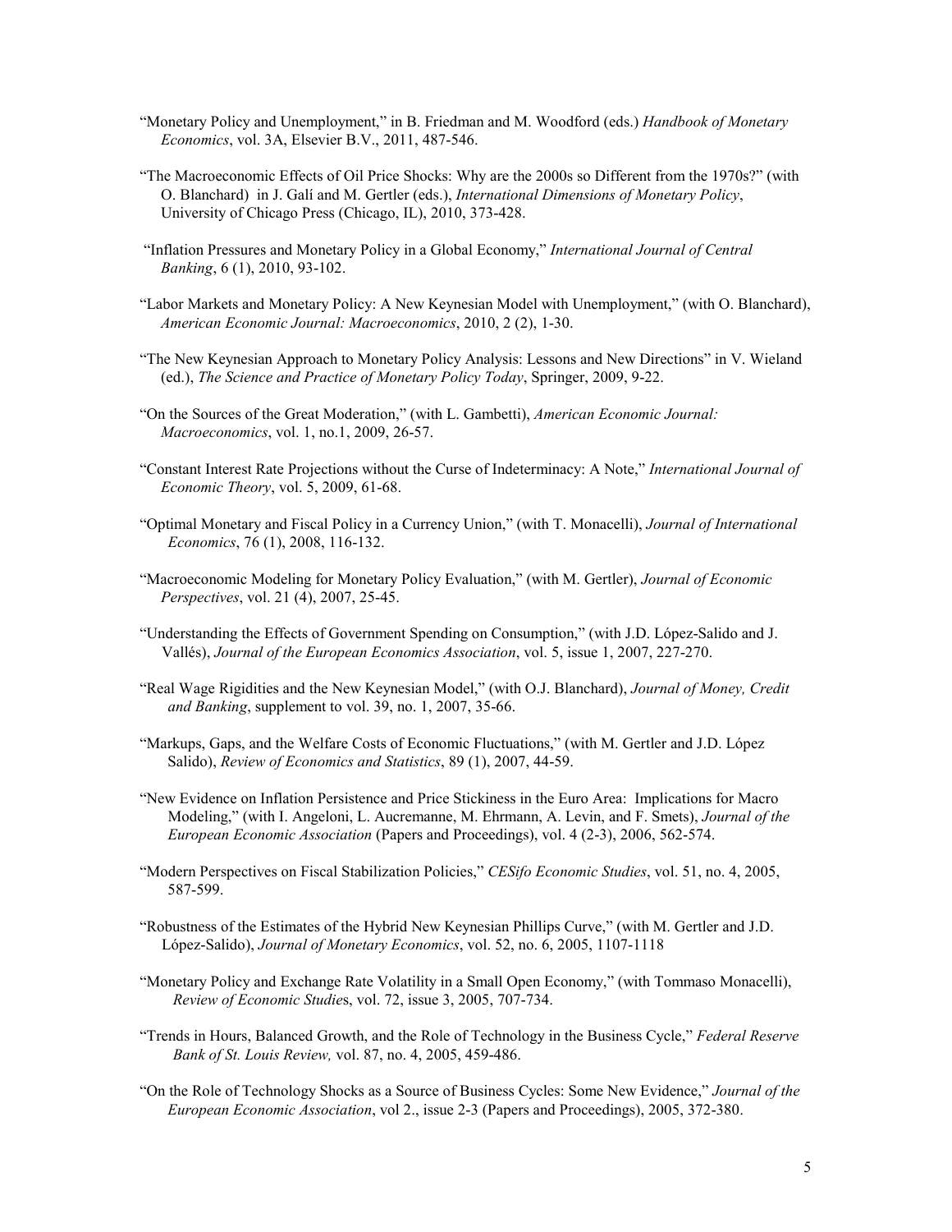"Monetary Policy and Unemployment," in B. Friedman and M. Woodford (eds.) *Handbook of Monetary Economics*, vol. 3A, Elsevier B.V., 2011, 487-546.

"The Macroeconomic Effects of Oil Price Shocks: Why are the 2000s so Different from the 1970s?" (with O. Blanchard) in J. Galí and M. Gertler (eds.), *International Dimensions of Monetary Policy*, University of Chicago Press (Chicago, IL), 2010, 373-428.

"Inflation Pressures and Monetary Policy in a Global Economy," *International Journal of Central Banking*, 6 (1), 2010, 93-102.

"Labor Markets and Monetary Policy: A New Keynesian Model with Unemployment," (with O. Blanchard), *American Economic Journal: Macroeconomics*, 2010, 2 (2), 1-30.

"The New Keynesian Approach to Monetary Policy Analysis: Lessons and New Directions" in V. Wieland (ed.), *The Science and Practice of Monetary Policy Today*, Springer, 2009, 9-22.

"On the Sources of the Great Moderation," (with L. Gambetti), *American Economic Journal: Macroeconomics*, vol. 1, no.1, 2009, 26-57.

"Constant Interest Rate Projections without the Curse of Indeterminacy: A Note," *International Journal of Economic Theory*, vol. 5, 2009, 61-68.

"Optimal Monetary and Fiscal Policy in a Currency Union," (with T. Monacelli), *Journal of International Economics*, 76 (1), 2008, 116-132.

"Macroeconomic Modeling for Monetary Policy Evaluation," (with M. Gertler), *Journal of Economic Perspectives*, vol. 21 (4), 2007, 25-45.

"Understanding the Effects of Government Spending on Consumption," (with J.D. López-Salido and J. Vallés), *Journal of the European Economics Association*, vol. 5, issue 1, 2007, 227-270.

"Real Wage Rigidities and the New Keynesian Model," (with O.J. Blanchard), *Journal of Money, Credit and Banking*, supplement to vol. 39, no. 1, 2007, 35-66.

"Markups, Gaps, and the Welfare Costs of Economic Fluctuations," (with M. Gertler and J.D. López Salido), *Review of Economics and Statistics*, 89 (1), 2007, 44-59.

"New Evidence on Inflation Persistence and Price Stickiness in the Euro Area: Implications for Macro Modeling," (with I. Angeloni, L. Aucremanne, M. Ehrmann, A. Levin, and F. Smets), *Journal of the European Economic Association* (Papers and Proceedings), vol. 4 (2-3), 2006, 562-574.

"Modern Perspectives on Fiscal Stabilization Policies," *CESifo Economic Studies*, vol. 51, no. 4, 2005, 587-599.

"Robustness of the Estimates of the Hybrid New Keynesian Phillips Curve," (with M. Gertler and J.D. López-Salido), *Journal of Monetary Economics*, vol. 52, no. 6, 2005, 1107-1118

"Monetary Policy and Exchange Rate Volatility in a Small Open Economy," (with Tommaso Monacelli), *Review of Economic Studies*, vol. 72, issue 3, 2005, 707-734.

"Trends in Hours, Balanced Growth, and the Role of Technology in the Business Cycle," *Federal Reserve Bank of St. Louis Review,* vol. 87, no. 4, 2005, 459-486.

"On the Role of Technology Shocks as a Source of Business Cycles: Some New Evidence," *Journal of the European Economic Association*, vol 2., issue 2-3 (Papers and Proceedings), 2005, 372-380.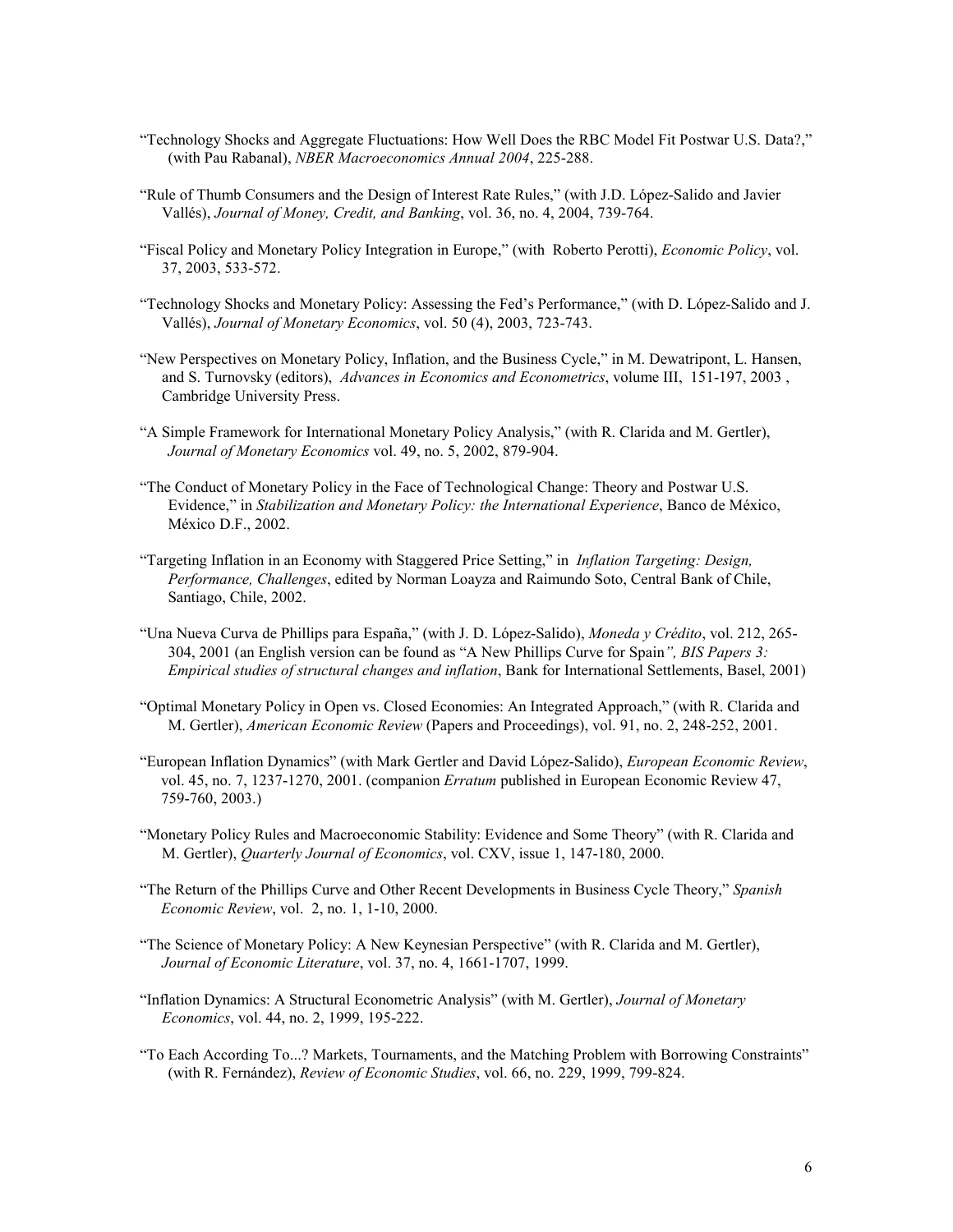"Technology Shocks and Aggregate Fluctuations: How Well Does the RBC Model Fit Postwar U.S. Data?," (with Pau Rabanal), *NBER Macroeconomics Annual 2004*, 225-288.

"Rule of Thumb Consumers and the Design of Interest Rate Rules," (with J.D. López-Salido and Javier Vallés), *Journal of Money, Credit, and Banking*, vol. 36, no. 4, 2004, 739-764.

"Fiscal Policy and Monetary Policy Integration in Europe," (with Roberto Perotti), *Economic Policy*, vol. 37, 2003, 533-572.

"Technology Shocks and Monetary Policy: Assessing the Fed's Performance," (with D. López-Salido and J. Vallés), *Journal of Monetary Economics*, vol. 50 (4), 2003, 723-743.

"New Perspectives on Monetary Policy, Inflation, and the Business Cycle," in M. Dewatripont, L. Hansen, and S. Turnovsky (editors), *Advances in Economics and Econometrics*, volume III, 151-197, 2003 , Cambridge University Press.

"A Simple Framework for International Monetary Policy Analysis," (with R. Clarida and M. Gertler), *Journal of Monetary Economics* vol. 49, no. 5, 2002, 879-904.

"The Conduct of Monetary Policy in the Face of Technological Change: Theory and Postwar U.S. Evidence," in *Stabilization and Monetary Policy: the International Experience*, Banco de México, México D.F., 2002.

"Targeting Inflation in an Economy with Staggered Price Setting," in *Inflation Targeting: Design, Performance, Challenges*, edited by Norman Loayza and Raimundo Soto, Central Bank of Chile, Santiago, Chile, 2002.

"Una Nueva Curva de Phillips para España," (with J. D. López-Salido), *Moneda y Crédito*, vol. 212, 265-304, 2001 (an English version can be found as "A New Phillips Curve for Spain*", BIS Papers 3: Empirical studies of structural changes and inflation*, Bank for International Settlements, Basel, 2001)

"Optimal Monetary Policy in Open vs. Closed Economies: An Integrated Approach," (with R. Clarida and M. Gertler), *American Economic Review* (Papers and Proceedings), vol. 91, no. 2, 248-252, 2001.

"European Inflation Dynamics" (with Mark Gertler and David López-Salido), *European Economic Review*, vol. 45, no. 7, 1237-1270, 2001. (companion *Erratum* published in European Economic Review 47, 759-760, 2003.)

"Monetary Policy Rules and Macroeconomic Stability: Evidence and Some Theory" (with R. Clarida and M. Gertler), *Quarterly Journal of Economics*, vol. CXV, issue 1, 147-180, 2000.

"The Return of the Phillips Curve and Other Recent Developments in Business Cycle Theory," *Spanish Economic Review*, vol. 2, no. 1, 1-10, 2000.

"The Science of Monetary Policy: A New Keynesian Perspective" (with R. Clarida and M. Gertler), *Journal of Economic Literature*, vol. 37, no. 4, 1661-1707, 1999.

"Inflation Dynamics: A Structural Econometric Analysis" (with M. Gertler), *Journal of Monetary Economics*, vol. 44, no. 2, 1999, 195-222.

"To Each According To...? Markets, Tournaments, and the Matching Problem with Borrowing Constraints" (with R. Fernández), *Review of Economic Studies*, vol. 66, no. 229, 1999, 799-824.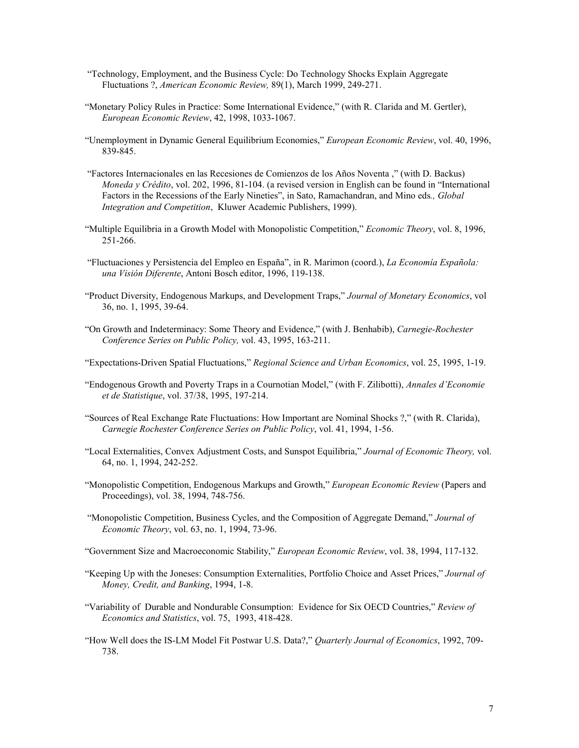"Technology, Employment, and the Business Cycle: Do Technology Shocks Explain Aggregate Fluctuations ?, *American Economic Review,* 89(1), March 1999, 249-271.

"Monetary Policy Rules in Practice: Some International Evidence," (with R. Clarida and M. Gertler), *European Economic Review*, 42, 1998, 1033-1067.

"Unemployment in Dynamic General Equilibrium Economies," *European Economic Review*, vol. 40, 1996, 839-845.

"Factores Internacionales en las Recesiones de Comienzos de los Años Noventa ," (with D. Backus) *Moneda y Crédito*, vol. 202, 1996, 81-104. (a revised version in English can be found in "International Factors in the Recessions of the Early Nineties", in Sato, Ramachandran, and Mino eds*., Global Integration and Competition*, Kluwer Academic Publishers, 1999).

"Multiple Equilibria in a Growth Model with Monopolistic Competition," *Economic Theory*, vol. 8, 1996, 251-266.

"Fluctuaciones y Persistencia del Empleo en España", in R. Marimon (coord.), *La Economía Española: una Visión Diferente*, Antoni Bosch editor, 1996, 119-138.

"Product Diversity, Endogenous Markups, and Development Traps," *Journal of Monetary Economics*, vol 36, no. 1, 1995, 39-64.

"On Growth and Indeterminacy: Some Theory and Evidence," (with J. Benhabib), *Carnegie-Rochester Conference Series on Public Policy,* vol. 43, 1995, 163-211.

"Expectations-Driven Spatial Fluctuations," *Regional Science and Urban Economics*, vol. 25, 1995, 1-19.

"Endogenous Growth and Poverty Traps in a Cournotian Model," (with F. Zilibotti), *Annales d'Economie et de Statistique*, vol. 37/38, 1995, 197-214.

"Sources of Real Exchange Rate Fluctuations: How Important are Nominal Shocks ?," (with R. Clarida), *Carnegie Rochester Conference Series on Public Policy*, vol. 41, 1994, 1-56.

"Local Externalities, Convex Adjustment Costs, and Sunspot Equilibria," *Journal of Economic Theory,* vol. 64, no. 1, 1994, 242-252.

"Monopolistic Competition, Endogenous Markups and Growth," *European Economic Review* (Papers and Proceedings), vol. 38, 1994, 748-756.

"Monopolistic Competition, Business Cycles, and the Composition of Aggregate Demand," *Journal of Economic Theory*, vol. 63, no. 1, 1994, 73-96.

"Government Size and Macroeconomic Stability," *European Economic Review*, vol. 38, 1994, 117-132.

"Keeping Up with the Joneses: Consumption Externalities, Portfolio Choice and Asset Prices," *Journal of Money, Credit, and Banking*, 1994, 1-8.

"Variability of Durable and Nondurable Consumption: Evidence for Six OECD Countries," *Review of Economics and Statistics*, vol. 75, 1993, 418-428.

"How Well does the IS-LM Model Fit Postwar U.S. Data?," *Quarterly Journal of Economics*, 1992, 709-738.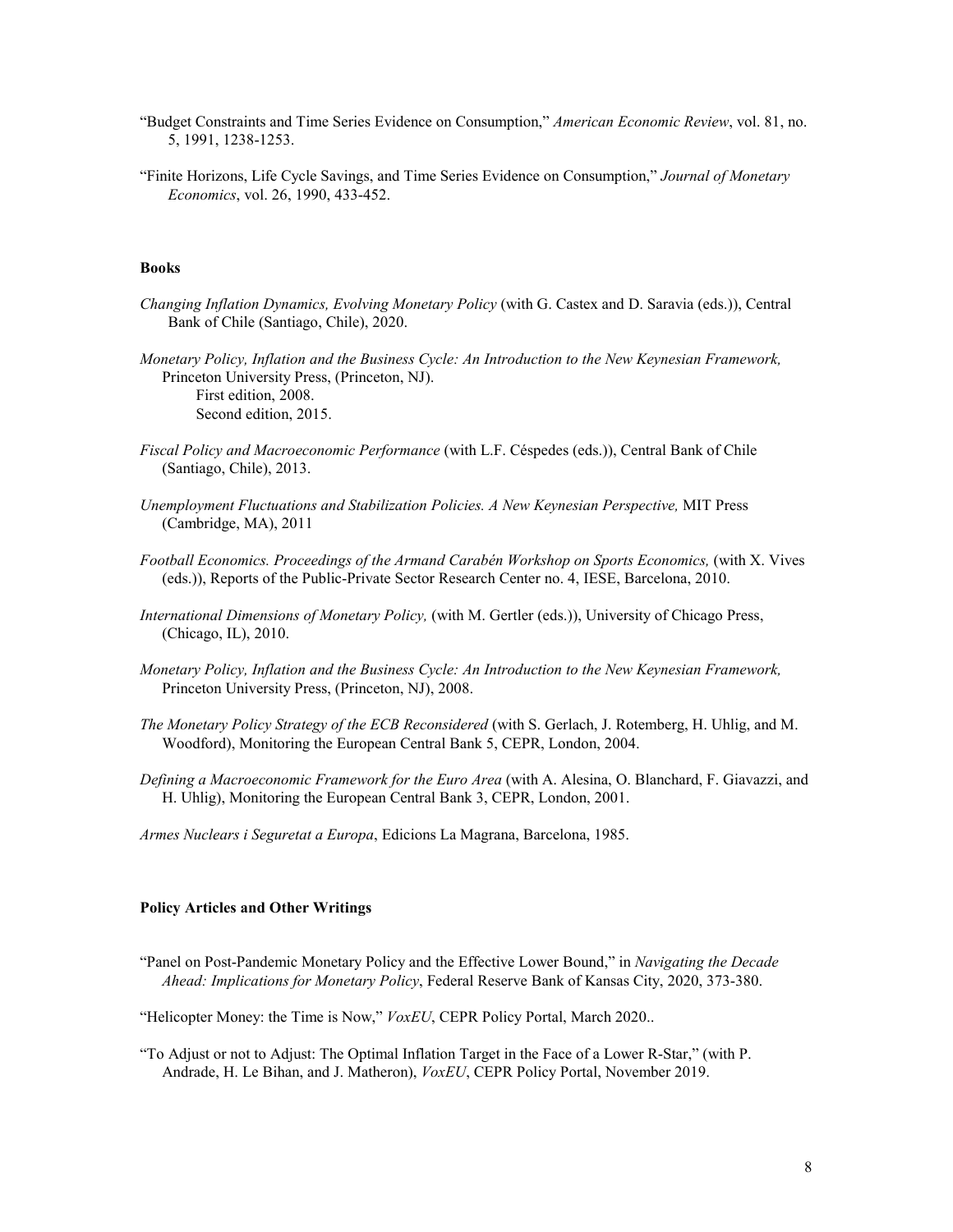"Budget Constraints and Time Series Evidence on Consumption," *American Economic Review*, vol. 81, no. 5, 1991, 1238-1253.

"Finite Horizons, Life Cycle Savings, and Time Series Evidence on Consumption," *Journal of Monetary Economics*, vol. 26, 1990, 433-452.

**Books**

*Changing Inflation Dynamics, Evolving Monetary Policy* (with G. Castex and D. Saravia (eds.)), Central Bank of Chile (Santiago, Chile), 2020.

*Monetary Policy, Inflation and the Business Cycle: An Introduction to the New Keynesian Framework,* Princeton University Press, (Princeton, NJ).
First edition, 2008.
Second edition, 2015.

*Fiscal Policy and Macroeconomic Performance* (with L.F. Céspedes (eds.)), Central Bank of Chile (Santiago, Chile), 2013.

*Unemployment Fluctuations and Stabilization Policies. A New Keynesian Perspective,* MIT Press (Cambridge, MA), 2011

*Football Economics. Proceedings of the Armand Carabén Workshop on Sports Economics,* (with X. Vives (eds.)), Reports of the Public-Private Sector Research Center no. 4, IESE, Barcelona, 2010.

*International Dimensions of Monetary Policy,* (with M. Gertler (eds.)), University of Chicago Press, (Chicago, IL), 2010.

*Monetary Policy, Inflation and the Business Cycle: An Introduction to the New Keynesian Framework,* Princeton University Press, (Princeton, NJ), 2008.

*The Monetary Policy Strategy of the ECB Reconsidered* (with S. Gerlach, J. Rotemberg, H. Uhlig, and M. Woodford), Monitoring the European Central Bank 5, CEPR, London, 2004.

*Defining a Macroeconomic Framework for the Euro Area* (with A. Alesina, O. Blanchard, F. Giavazzi, and H. Uhlig), Monitoring the European Central Bank 3, CEPR, London, 2001.

*Armes Nuclears i Seguretat a Europa*, Edicions La Magrana, Barcelona, 1985.

**Policy Articles and Other Writings**

"Panel on Post-Pandemic Monetary Policy and the Effective Lower Bound," in *Navigating the Decade Ahead: Implications for Monetary Policy*, Federal Reserve Bank of Kansas City, 2020, 373-380.

"Helicopter Money: the Time is Now," *VoxEU*, CEPR Policy Portal, March 2020..

"To Adjust or not to Adjust: The Optimal Inflation Target in the Face of a Lower R-Star," (with P. Andrade, H. Le Bihan, and J. Matheron), *VoxEU*, CEPR Policy Portal, November 2019.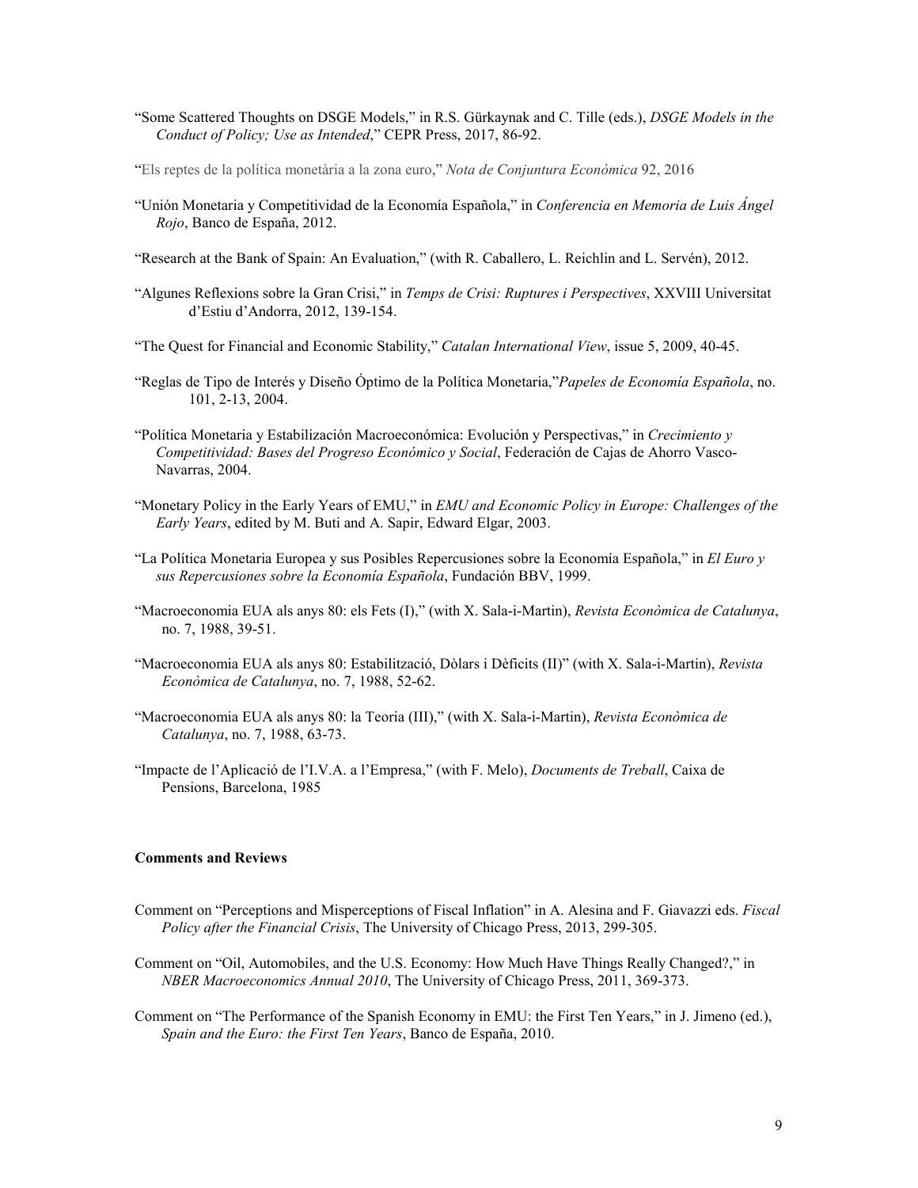"Some Scattered Thoughts on DSGE Models," in R.S. Gürkaynak and C. Tille (eds.), *DSGE Models in the Conduct of Policy; Use as Intended*," CEPR Press, 2017, 86-92.

"Els reptes de la política monetària a la zona euro," *Nota de Conjuntura Econòmica* 92, 2016

"Unión Monetaria y Competitividad de la Economía Española," in *Conferencia en Memoria de Luis Ángel Rojo*, Banco de España, 2012.

"Research at the Bank of Spain: An Evaluation," (with R. Caballero, L. Reichlin and L. Servén), 2012.

"Algunes Reflexions sobre la Gran Crisi," in *Temps de Crisi: Ruptures i Perspectives*, XXVIII Universitat d'Estiu d'Andorra, 2012, 139-154.

"The Quest for Financial and Economic Stability," *Catalan International View*, issue 5, 2009, 40-45.

"Reglas de Tipo de Interés y Diseño Óptimo de la Política Monetaria,"*Papeles de Economía Española*, no. 101, 2-13, 2004.

"Política Monetaria y Estabilización Macroeconómica: Evolución y Perspectivas," in *Crecimiento y Competitividad: Bases del Progreso Económico y Social*, Federación de Cajas de Ahorro Vasco-Navarras, 2004.

"Monetary Policy in the Early Years of EMU," in *EMU and Economic Policy in Europe: Challenges of the Early Years*, edited by M. Buti and A. Sapir, Edward Elgar, 2003.

"La Política Monetaria Europea y sus Posibles Repercusiones sobre la Economía Española," in *El Euro y sus Repercusiones sobre la Economía Española*, Fundación BBV, 1999.

"Macroeconomia EUA als anys 80: els Fets (I)," (with X. Sala-i-Martin), *Revista Econòmica de Catalunya*, no. 7, 1988, 39-51.

"Macroeconomia EUA als anys 80: Estabilització, Dòlars i Dèficits (II)" (with X. Sala-i-Martin), *Revista Econòmica de Catalunya*, no. 7, 1988, 52-62.

"Macroeconomia EUA als anys 80: la Teoria (III)," (with X. Sala-i-Martin), *Revista Econòmica de Catalunya*, no. 7, 1988, 63-73.

"Impacte de l'Aplicació de l'I.V.A. a l'Empresa," (with F. Melo), *Documents de Treball*, Caixa de Pensions, Barcelona, 1985

**Comments and Reviews**

Comment on "Perceptions and Misperceptions of Fiscal Inflation" in A. Alesina and F. Giavazzi eds. *Fiscal Policy after the Financial Crisis*, The University of Chicago Press, 2013, 299-305.

Comment on "Oil, Automobiles, and the U.S. Economy: How Much Have Things Really Changed?," in *NBER Macroeconomics Annual 2010*, The University of Chicago Press, 2011, 369-373.

Comment on "The Performance of the Spanish Economy in EMU: the First Ten Years," in J. Jimeno (ed.), *Spain and the Euro: the First Ten Years*, Banco de España, 2010.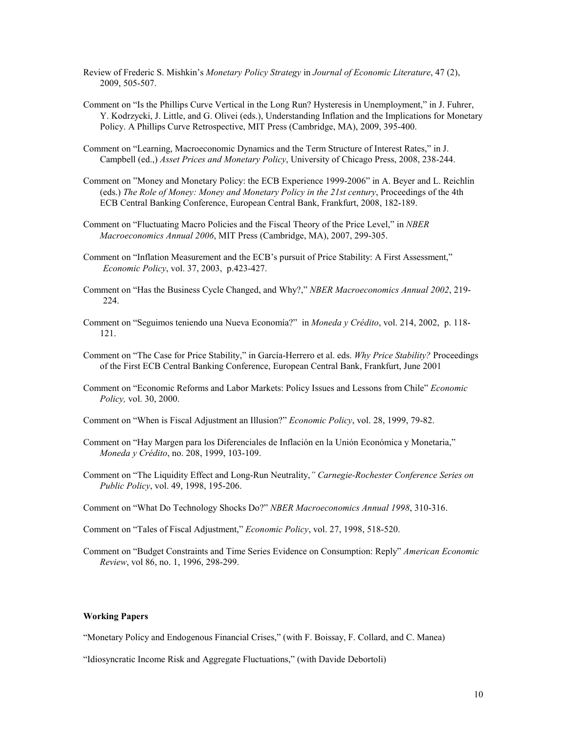Review of Frederic S. Mishkin's *Monetary Policy Strategy* in *Journal of Economic Literature*, 47 (2), 2009, 505-507.

Comment on "Is the Phillips Curve Vertical in the Long Run? Hysteresis in Unemployment," in J. Fuhrer, Y. Kodrzycki, J. Little, and G. Olivei (eds.), Understanding Inflation and the Implications for Monetary Policy. A Phillips Curve Retrospective, MIT Press (Cambridge, MA), 2009, 395-400.

Comment on "Learning, Macroeconomic Dynamics and the Term Structure of Interest Rates," in J. Campbell (ed.,) *Asset Prices and Monetary Policy*, University of Chicago Press, 2008, 238-244.

Comment on "Money and Monetary Policy: the ECB Experience 1999-2006" in A. Beyer and L. Reichlin (eds.) *The Role of Money: Money and Monetary Policy in the 21st century*, Proceedings of the 4th ECB Central Banking Conference, European Central Bank, Frankfurt, 2008, 182-189.

Comment on "Fluctuating Macro Policies and the Fiscal Theory of the Price Level," in *NBER Macroeconomics Annual 2006*, MIT Press (Cambridge, MA), 2007, 299-305.

Comment on "Inflation Measurement and the ECB's pursuit of Price Stability: A First Assessment," *Economic Policy*, vol. 37, 2003, p.423-427.

Comment on "Has the Business Cycle Changed, and Why?," *NBER Macroeconomics Annual 2002*, 219-224.

Comment on "Seguimos teniendo una Nueva Economía?" in *Moneda y Crédito*, vol. 214, 2002, p. 118-121.

Comment on "The Case for Price Stability," in García-Herrero et al. eds. *Why Price Stability?* Proceedings of the First ECB Central Banking Conference, European Central Bank, Frankfurt, June 2001

Comment on "Economic Reforms and Labor Markets: Policy Issues and Lessons from Chile" *Economic Policy,* vol. 30, 2000.

Comment on "When is Fiscal Adjustment an Illusion?" *Economic Policy*, vol. 28, 1999, 79-82.

Comment on "Hay Margen para los Diferenciales de Inflación en la Unión Económica y Monetaria," *Moneda y Crédito*, no. 208, 1999, 103-109.

Comment on "The Liquidity Effect and Long-Run Neutrality," *Carnegie-Rochester Conference Series on Public Policy*, vol. 49, 1998, 195-206.

Comment on "What Do Technology Shocks Do?" *NBER Macroeconomics Annual 1998*, 310-316.

Comment on "Tales of Fiscal Adjustment," *Economic Policy*, vol. 27, 1998, 518-520.

Comment on "Budget Constraints and Time Series Evidence on Consumption: Reply" *American Economic Review*, vol 86, no. 1, 1996, 298-299.

**Working Papers**

"Monetary Policy and Endogenous Financial Crises," (with F. Boissay, F. Collard, and C. Manea)

"Idiosyncratic Income Risk and Aggregate Fluctuations," (with Davide Debortoli)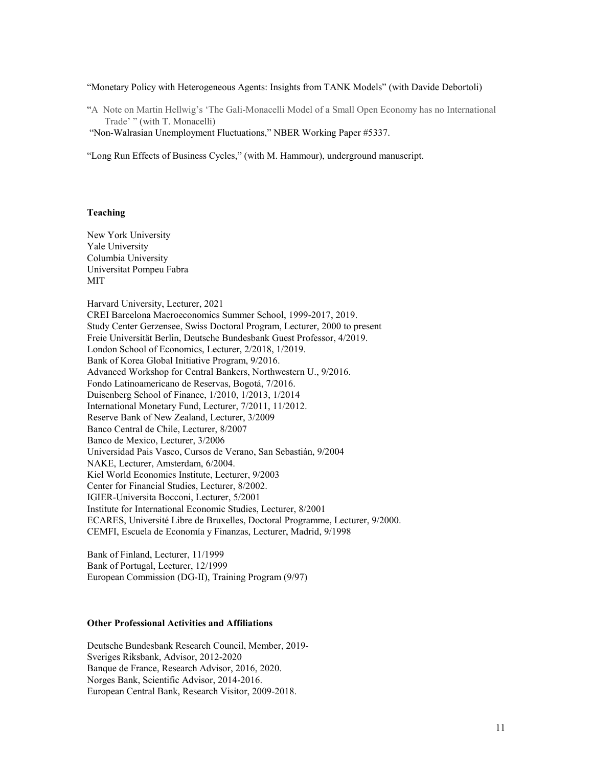"Monetary Policy with Heterogeneous Agents: Insights from TANK Models" (with Davide Debortoli)

"A Note on Martin Hellwig's 'The Gali-Monacelli Model of a Small Open Economy has no International Trade' " (with T. Monacelli)

"Non-Walrasian Unemployment Fluctuations," NBER Working Paper #5337.

"Long Run Effects of Business Cycles," (with M. Hammour), underground manuscript.

**Teaching**

New York University
Yale University
Columbia University
Universitat Pompeu Fabra
MIT

Harvard University, Lecturer, 2021
CREI Barcelona Macroeconomics Summer School, 1999-2017, 2019.
Study Center Gerzensee, Swiss Doctoral Program, Lecturer, 2000 to present
Freie Universität Berlin, Deutsche Bundesbank Guest Professor, 4/2019.
London School of Economics, Lecturer, 2/2018, 1/2019.
Bank of Korea Global Initiative Program, 9/2016.
Advanced Workshop for Central Bankers, Northwestern U., 9/2016.
Fondo Latinoamericano de Reservas, Bogotá, 7/2016.
Duisenberg School of Finance, 1/2010, 1/2013, 1/2014
International Monetary Fund, Lecturer, 7/2011, 11/2012.
Reserve Bank of New Zealand, Lecturer, 3/2009
Banco Central de Chile, Lecturer, 8/2007
Banco de Mexico, Lecturer, 3/2006
Universidad Pais Vasco, Cursos de Verano, San Sebastián, 9/2004
NAKE, Lecturer, Amsterdam, 6/2004.
Kiel World Economics Institute, Lecturer, 9/2003
Center for Financial Studies, Lecturer, 8/2002.
IGIER-Universita Bocconi, Lecturer, 5/2001
Institute for International Economic Studies, Lecturer, 8/2001
ECARES, Université Libre de Bruxelles, Doctoral Programme, Lecturer, 9/2000.
CEMFI, Escuela de Economía y Finanzas, Lecturer, Madrid, 9/1998

Bank of Finland, Lecturer, 11/1999
Bank of Portugal, Lecturer, 12/1999
European Commission (DG-II), Training Program (9/97)

**Other Professional Activities and Affiliations**

Deutsche Bundesbank Research Council, Member, 2019-
Sveriges Riksbank, Advisor, 2012-2020
Banque de France, Research Advisor, 2016, 2020.
Norges Bank, Scientific Advisor, 2014-2016.
European Central Bank, Research Visitor, 2009-2018.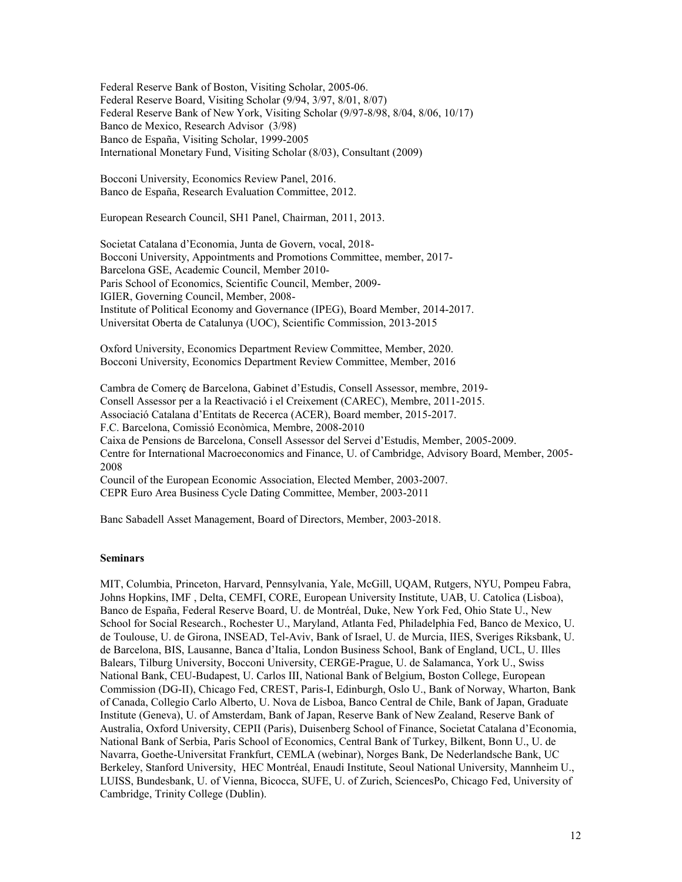Federal Reserve Bank of Boston, Visiting Scholar, 2005-06.
Federal Reserve Board, Visiting Scholar (9/94, 3/97, 8/01, 8/07)
Federal Reserve Bank of New York, Visiting Scholar (9/97-8/98, 8/04, 8/06, 10/17)
Banco de Mexico, Research Advisor (3/98)
Banco de España, Visiting Scholar, 1999-2005
International Monetary Fund, Visiting Scholar (8/03), Consultant (2009)

Bocconi University, Economics Review Panel, 2016.
Banco de España, Research Evaluation Committee, 2012.

European Research Council, SH1 Panel, Chairman, 2011, 2013.

Societat Catalana d'Economia, Junta de Govern, vocal, 2018-
Bocconi University, Appointments and Promotions Committee, member, 2017-
Barcelona GSE, Academic Council, Member 2010-
Paris School of Economics, Scientific Council, Member, 2009-
IGIER, Governing Council, Member, 2008-
Institute of Political Economy and Governance (IPEG), Board Member, 2014-2017.
Universitat Oberta de Catalunya (UOC), Scientific Commission, 2013-2015

Oxford University, Economics Department Review Committee, Member, 2020.
Bocconi University, Economics Department Review Committee, Member, 2016

Cambra de Comerç de Barcelona, Gabinet d'Estudis, Consell Assessor, membre, 2019-
Consell Assessor per a la Reactivació i el Creixement (CAREC), Membre, 2011-2015.
Associació Catalana d'Entitats de Recerca (ACER), Board member, 2015-2017.
F.C. Barcelona, Comissió Econòmica, Membre, 2008-2010
Caixa de Pensions de Barcelona, Consell Assessor del Servei d'Estudis, Member, 2005-2009.
Centre for International Macroeconomics and Finance, U. of Cambridge, Advisory Board, Member, 2005-2008
Council of the European Economic Association, Elected Member, 2003-2007.
CEPR Euro Area Business Cycle Dating Committee, Member, 2003-2011

Banc Sabadell Asset Management, Board of Directors, Member, 2003-2018.

**Seminars**

MIT, Columbia, Princeton, Harvard, Pennsylvania, Yale, McGill, UQAM, Rutgers, NYU, Pompeu Fabra, Johns Hopkins, IMF , Delta, CEMFI, CORE, European University Institute, UAB, U. Catolica (Lisboa), Banco de España, Federal Reserve Board, U. de Montréal, Duke, New York Fed, Ohio State U., New School for Social Research., Rochester U., Maryland, Atlanta Fed, Philadelphia Fed, Banco de Mexico, U. de Toulouse, U. de Girona, INSEAD, Tel-Aviv, Bank of Israel, U. de Murcia, IIES, Sveriges Riksbank, U. de Barcelona, BIS, Lausanne, Banca d'Italia, London Business School, Bank of England, UCL, U. Illes Balears, Tilburg University, Bocconi University, CERGE-Prague, U. de Salamanca, York U., Swiss National Bank, CEU-Budapest, U. Carlos III, National Bank of Belgium, Boston College, European Commission (DG-II), Chicago Fed, CREST, Paris-I, Edinburgh, Oslo U., Bank of Norway, Wharton, Bank of Canada, Collegio Carlo Alberto, U. Nova de Lisboa, Banco Central de Chile, Bank of Japan, Graduate Institute (Geneva), U. of Amsterdam, Bank of Japan, Reserve Bank of New Zealand, Reserve Bank of Australia, Oxford University, CEPII (Paris), Duisenberg School of Finance, Societat Catalana d'Economia, National Bank of Serbia, Paris School of Economics, Central Bank of Turkey, Bilkent, Bonn U., U. de Navarra, Goethe-Universitat Frankfurt, CEMLA (webinar), Norges Bank, De Nederlandsche Bank, UC Berkeley, Stanford University, HEC Montréal, Enaudi Institute, Seoul National University, Mannheim U., LUISS, Bundesbank, U. of Vienna, Bicocca, SUFE, U. of Zurich, SciencesPo, Chicago Fed, University of Cambridge, Trinity College (Dublin).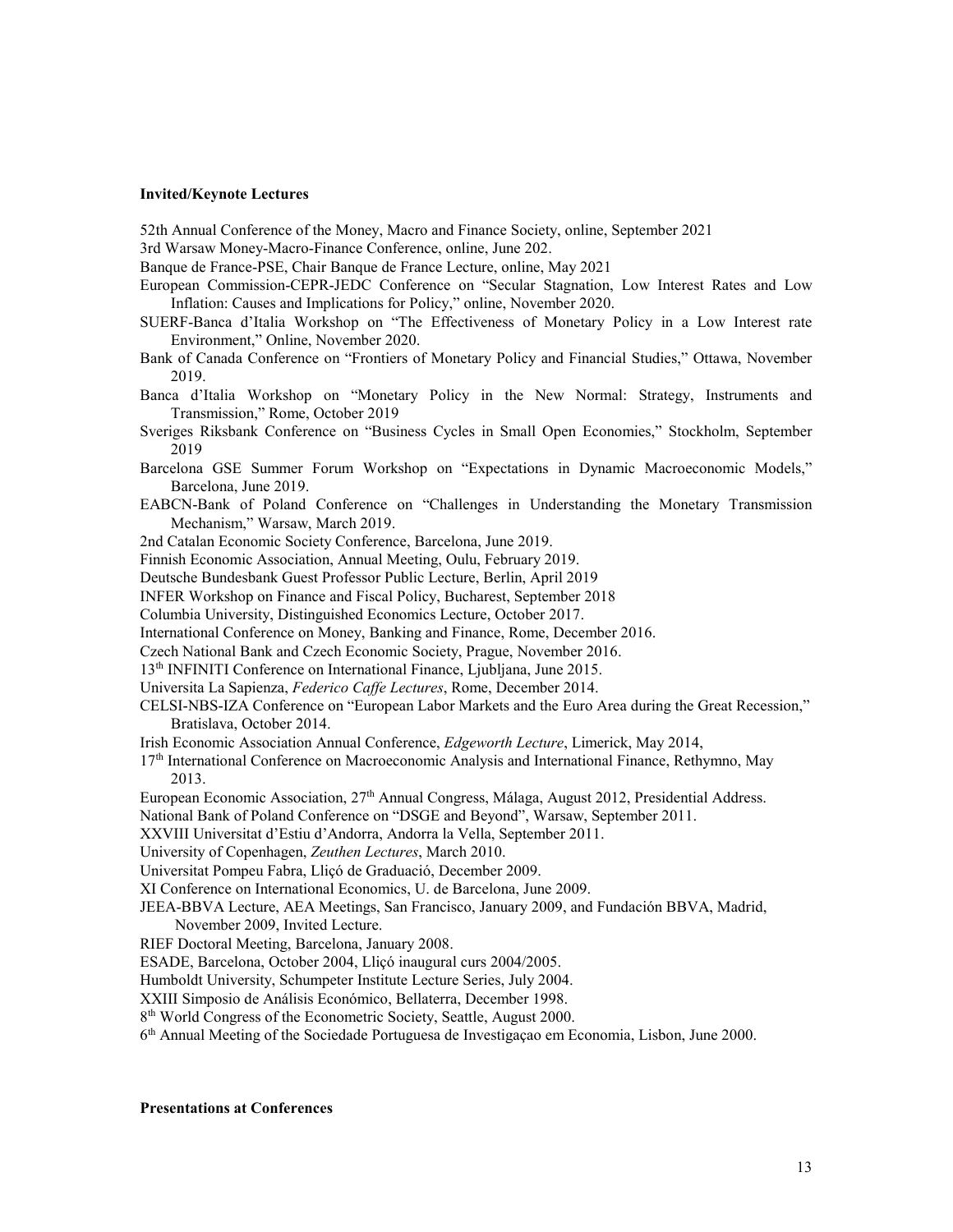**Invited/Keynote Lectures**

52th Annual Conference of the Money, Macro and Finance Society, online, September 2021

3rd Warsaw Money-Macro-Finance Conference, online, June 202.

Banque de France-PSE, Chair Banque de France Lecture, online, May 2021

European Commission-CEPR-JEDC Conference on "Secular Stagnation, Low Interest Rates and Low Inflation: Causes and Implications for Policy," online, November 2020.

SUERF-Banca d'Italia Workshop on "The Effectiveness of Monetary Policy in a Low Interest rate Environment," Online, November 2020.

Bank of Canada Conference on "Frontiers of Monetary Policy and Financial Studies," Ottawa, November 2019.

Banca d'Italia Workshop on "Monetary Policy in the New Normal: Strategy, Instruments and Transmission," Rome, October 2019

Sveriges Riksbank Conference on "Business Cycles in Small Open Economies," Stockholm, September 2019

Barcelona GSE Summer Forum Workshop on "Expectations in Dynamic Macroeconomic Models," Barcelona, June 2019.

EABCN-Bank of Poland Conference on "Challenges in Understanding the Monetary Transmission Mechanism," Warsaw, March 2019.

2nd Catalan Economic Society Conference, Barcelona, June 2019.

Finnish Economic Association, Annual Meeting, Oulu, February 2019.

Deutsche Bundesbank Guest Professor Public Lecture, Berlin, April 2019

INFER Workshop on Finance and Fiscal Policy, Bucharest, September 2018

Columbia University, Distinguished Economics Lecture, October 2017.

International Conference on Money, Banking and Finance, Rome, December 2016.

Czech National Bank and Czech Economic Society, Prague, November 2016.

13th INFINITI Conference on International Finance, Ljubljana, June 2015.

Universita La Sapienza, *Federico Caffe Lectures*, Rome, December 2014.

CELSI-NBS-IZA Conference on "European Labor Markets and the Euro Area during the Great Recession," Bratislava, October 2014.

Irish Economic Association Annual Conference, *Edgeworth Lecture*, Limerick, May 2014,

17th International Conference on Macroeconomic Analysis and International Finance, Rethymno, May 2013.

European Economic Association, 27th Annual Congress, Málaga, August 2012, Presidential Address.

National Bank of Poland Conference on "DSGE and Beyond", Warsaw, September 2011.

XXVIII Universitat d'Estiu d'Andorra, Andorra la Vella, September 2011.

University of Copenhagen, *Zeuthen Lectures*, March 2010.

Universitat Pompeu Fabra, Lliçó de Graduació, December 2009.

XI Conference on International Economics, U. de Barcelona, June 2009.

JEEA-BBVA Lecture, AEA Meetings, San Francisco, January 2009, and Fundación BBVA, Madrid, November 2009, Invited Lecture.

RIEF Doctoral Meeting, Barcelona, January 2008.

ESADE, Barcelona, October 2004, Lliçó inaugural curs 2004/2005.

Humboldt University, Schumpeter Institute Lecture Series, July 2004.

XXIII Simposio de Análisis Económico, Bellaterra, December 1998.

8th World Congress of the Econometric Society, Seattle, August 2000.

6th Annual Meeting of the Sociedade Portuguesa de Investigaçao em Economia, Lisbon, June 2000.

**Presentations at Conferences**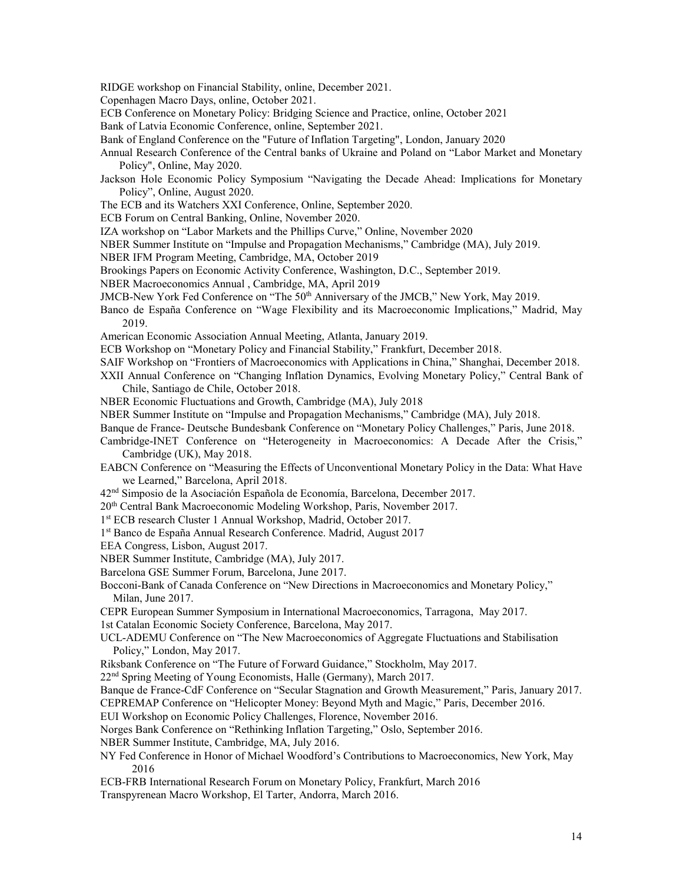RIDGE workshop on Financial Stability, online, December 2021.

Copenhagen Macro Days, online, October 2021.

ECB Conference on Monetary Policy: Bridging Science and Practice, online, October 2021

Bank of Latvia Economic Conference, online, September 2021.

Bank of England Conference on the "Future of Inflation Targeting", London, January 2020

Annual Research Conference of the Central banks of Ukraine and Poland on "Labor Market and Monetary Policy", Online, May 2020.

Jackson Hole Economic Policy Symposium "Navigating the Decade Ahead: Implications for Monetary Policy", Online, August 2020.

The ECB and its Watchers XXI Conference, Online, September 2020.

ECB Forum on Central Banking, Online, November 2020.

IZA workshop on "Labor Markets and the Phillips Curve," Online, November 2020

NBER Summer Institute on "Impulse and Propagation Mechanisms," Cambridge (MA), July 2019.

NBER IFM Program Meeting, Cambridge, MA, October 2019

Brookings Papers on Economic Activity Conference, Washington, D.C., September 2019.

NBER Macroeconomics Annual , Cambridge, MA, April 2019

JMCB-New York Fed Conference on "The 50th Anniversary of the JMCB," New York, May 2019.

Banco de España Conference on "Wage Flexibility and its Macroeconomic Implications," Madrid, May 2019.

American Economic Association Annual Meeting, Atlanta, January 2019.

ECB Workshop on "Monetary Policy and Financial Stability," Frankfurt, December 2018.

SAIF Workshop on "Frontiers of Macroeconomics with Applications in China," Shanghai, December 2018.

XXII Annual Conference on "Changing Inflation Dynamics, Evolving Monetary Policy," Central Bank of Chile, Santiago de Chile, October 2018.

NBER Economic Fluctuations and Growth, Cambridge (MA), July 2018

NBER Summer Institute on "Impulse and Propagation Mechanisms," Cambridge (MA), July 2018.

Banque de France- Deutsche Bundesbank Conference on "Monetary Policy Challenges," Paris, June 2018.

Cambridge-INET Conference on "Heterogeneity in Macroeconomics: A Decade After the Crisis," Cambridge (UK), May 2018.

EABCN Conference on "Measuring the Effects of Unconventional Monetary Policy in the Data: What Have we Learned," Barcelona, April 2018.

42nd Simposio de la Asociación Española de Economía, Barcelona, December 2017.

20th Central Bank Macroeconomic Modeling Workshop, Paris, November 2017.

1st ECB research Cluster 1 Annual Workshop, Madrid, October 2017.

1st Banco de España Annual Research Conference. Madrid, August 2017

EEA Congress, Lisbon, August 2017.

NBER Summer Institute, Cambridge (MA), July 2017.

Barcelona GSE Summer Forum, Barcelona, June 2017.

Bocconi-Bank of Canada Conference on "New Directions in Macroeconomics and Monetary Policy," Milan, June 2017.

CEPR European Summer Symposium in International Macroeconomics, Tarragona, May 2017.

1st Catalan Economic Society Conference, Barcelona, May 2017.

UCL-ADEMU Conference on "The New Macroeconomics of Aggregate Fluctuations and Stabilisation Policy," London, May 2017.

Riksbank Conference on "The Future of Forward Guidance," Stockholm, May 2017.

22nd Spring Meeting of Young Economists, Halle (Germany), March 2017.

Banque de France-CdF Conference on "Secular Stagnation and Growth Measurement," Paris, January 2017.

CEPREMAP Conference on "Helicopter Money: Beyond Myth and Magic," Paris, December 2016.

EUI Workshop on Economic Policy Challenges, Florence, November 2016.

Norges Bank Conference on "Rethinking Inflation Targeting," Oslo, September 2016.

NBER Summer Institute, Cambridge, MA, July 2016.

NY Fed Conference in Honor of Michael Woodford's Contributions to Macroeconomics, New York, May 2016

ECB-FRB International Research Forum on Monetary Policy, Frankfurt, March 2016

Transpyrenean Macro Workshop, El Tarter, Andorra, March 2016.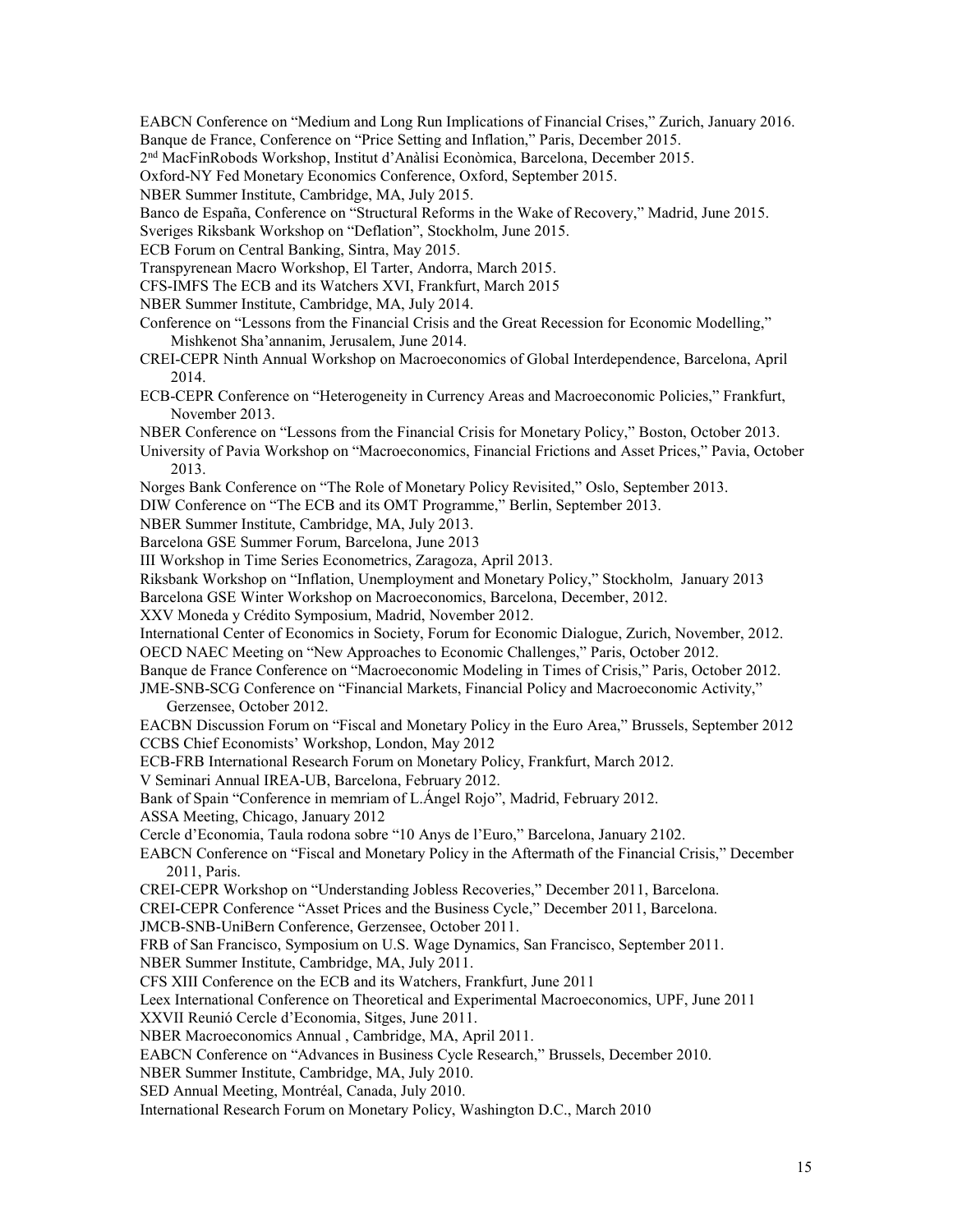EABCN Conference on "Medium and Long Run Implications of Financial Crises," Zurich, January 2016.
Banque de France, Conference on "Price Setting and Inflation," Paris, December 2015.
2nd MacFinRobods Workshop, Institut d'Anàlisi Econòmica, Barcelona, December 2015.
Oxford-NY Fed Monetary Economics Conference, Oxford, September 2015.
NBER Summer Institute, Cambridge, MA, July 2015.
Banco de España, Conference on "Structural Reforms in the Wake of Recovery," Madrid, June 2015.
Sveriges Riksbank Workshop on "Deflation", Stockholm, June 2015.
ECB Forum on Central Banking, Sintra, May 2015.
Transpyrenean Macro Workshop, El Tarter, Andorra, March 2015.
CFS-IMFS The ECB and its Watchers XVI, Frankfurt, March 2015
NBER Summer Institute, Cambridge, MA, July 2014.
Conference on "Lessons from the Financial Crisis and the Great Recession for Economic Modelling," Mishkenot Sha'annanim, Jerusalem, June 2014.
CREI-CEPR Ninth Annual Workshop on Macroeconomics of Global Interdependence, Barcelona, April 2014.
ECB-CEPR Conference on "Heterogeneity in Currency Areas and Macroeconomic Policies," Frankfurt, November 2013.
NBER Conference on "Lessons from the Financial Crisis for Monetary Policy," Boston, October 2013.
University of Pavia Workshop on "Macroeconomics, Financial Frictions and Asset Prices," Pavia, October 2013.
Norges Bank Conference on "The Role of Monetary Policy Revisited," Oslo, September 2013.
DIW Conference on "The ECB and its OMT Programme," Berlin, September 2013.
NBER Summer Institute, Cambridge, MA, July 2013.
Barcelona GSE Summer Forum, Barcelona, June 2013
III Workshop in Time Series Econometrics, Zaragoza, April 2013.
Riksbank Workshop on "Inflation, Unemployment and Monetary Policy," Stockholm, January 2013
Barcelona GSE Winter Workshop on Macroeconomics, Barcelona, December, 2012.
XXV Moneda y Crédito Symposium, Madrid, November 2012.
International Center of Economics in Society, Forum for Economic Dialogue, Zurich, November, 2012.
OECD NAEC Meeting on "New Approaches to Economic Challenges," Paris, October 2012.
Banque de France Conference on "Macroeconomic Modeling in Times of Crisis," Paris, October 2012.
JME-SNB-SCG Conference on "Financial Markets, Financial Policy and Macroeconomic Activity," Gerzensee, October 2012.
EACBN Discussion Forum on "Fiscal and Monetary Policy in the Euro Area," Brussels, September 2012
CCBS Chief Economists' Workshop, London, May 2012
ECB-FRB International Research Forum on Monetary Policy, Frankfurt, March 2012.
V Seminari Annual IREA-UB, Barcelona, February 2012.
Bank of Spain "Conference in memriam of L.Ángel Rojo", Madrid, February 2012.
ASSA Meeting, Chicago, January 2012
Cercle d'Economia, Taula rodona sobre "10 Anys de l'Euro," Barcelona, January 2102.
EABCN Conference on "Fiscal and Monetary Policy in the Aftermath of the Financial Crisis," December 2011, Paris.
CREI-CEPR Workshop on "Understanding Jobless Recoveries," December 2011, Barcelona.
CREI-CEPR Conference "Asset Prices and the Business Cycle," December 2011, Barcelona.
JMCB-SNB-UniBern Conference, Gerzensee, October 2011.
FRB of San Francisco, Symposium on U.S. Wage Dynamics, San Francisco, September 2011.
NBER Summer Institute, Cambridge, MA, July 2011.
CFS XIII Conference on the ECB and its Watchers, Frankfurt, June 2011
Leex International Conference on Theoretical and Experimental Macroeconomics, UPF, June 2011
XXVII Reunió Cercle d'Economia, Sitges, June 2011.
NBER Macroeconomics Annual , Cambridge, MA, April 2011.
EABCN Conference on "Advances in Business Cycle Research," Brussels, December 2010.
NBER Summer Institute, Cambridge, MA, July 2010.
SED Annual Meeting, Montréal, Canada, July 2010.
International Research Forum on Monetary Policy, Washington D.C., March 2010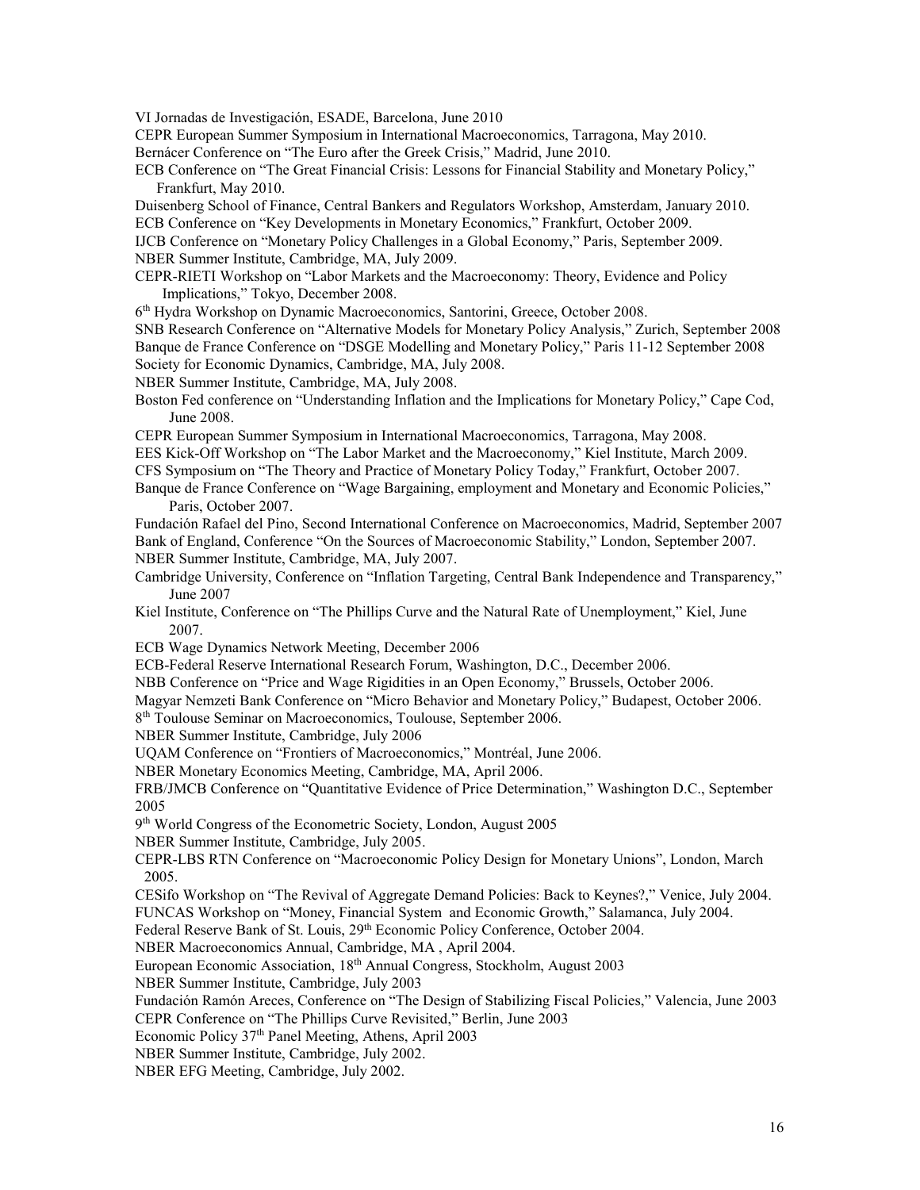VI Jornadas de Investigación, ESADE, Barcelona, June 2010

CEPR European Summer Symposium in International Macroeconomics, Tarragona, May 2010.

Bernácer Conference on "The Euro after the Greek Crisis," Madrid, June 2010.

ECB Conference on "The Great Financial Crisis: Lessons for Financial Stability and Monetary Policy," Frankfurt, May 2010.

Duisenberg School of Finance, Central Bankers and Regulators Workshop, Amsterdam, January 2010.

ECB Conference on "Key Developments in Monetary Economics," Frankfurt, October 2009.

IJCB Conference on "Monetary Policy Challenges in a Global Economy," Paris, September 2009.

NBER Summer Institute, Cambridge, MA, July 2009.

CEPR-RIETI Workshop on "Labor Markets and the Macroeconomy: Theory, Evidence and Policy Implications," Tokyo, December 2008.

6th Hydra Workshop on Dynamic Macroeconomics, Santorini, Greece, October 2008.

SNB Research Conference on "Alternative Models for Monetary Policy Analysis," Zurich, September 2008

Banque de France Conference on "DSGE Modelling and Monetary Policy," Paris 11-12 September 2008

Society for Economic Dynamics, Cambridge, MA, July 2008.

NBER Summer Institute, Cambridge, MA, July 2008.

Boston Fed conference on "Understanding Inflation and the Implications for Monetary Policy," Cape Cod, June 2008.

CEPR European Summer Symposium in International Macroeconomics, Tarragona, May 2008.

EES Kick-Off Workshop on "The Labor Market and the Macroeconomy," Kiel Institute, March 2009.

CFS Symposium on "The Theory and Practice of Monetary Policy Today," Frankfurt, October 2007.

Banque de France Conference on "Wage Bargaining, employment and Monetary and Economic Policies," Paris, October 2007.

Fundación Rafael del Pino, Second International Conference on Macroeconomics, Madrid, September 2007

Bank of England, Conference "On the Sources of Macroeconomic Stability," London, September 2007.

NBER Summer Institute, Cambridge, MA, July 2007.

Cambridge University, Conference on "Inflation Targeting, Central Bank Independence and Transparency," June 2007

Kiel Institute, Conference on "The Phillips Curve and the Natural Rate of Unemployment," Kiel, June 2007.

ECB Wage Dynamics Network Meeting, December 2006

ECB-Federal Reserve International Research Forum, Washington, D.C., December 2006.

NBB Conference on "Price and Wage Rigidities in an Open Economy," Brussels, October 2006.

Magyar Nemzeti Bank Conference on "Micro Behavior and Monetary Policy," Budapest, October 2006.

8th Toulouse Seminar on Macroeconomics, Toulouse, September 2006.

NBER Summer Institute, Cambridge, July 2006

UQAM Conference on "Frontiers of Macroeconomics," Montréal, June 2006.

NBER Monetary Economics Meeting, Cambridge, MA, April 2006.

FRB/JMCB Conference on "Quantitative Evidence of Price Determination," Washington D.C., September 2005

9th World Congress of the Econometric Society, London, August 2005

NBER Summer Institute, Cambridge, July 2005.

CEPR-LBS RTN Conference on "Macroeconomic Policy Design for Monetary Unions", London, March 2005.

CESifo Workshop on "The Revival of Aggregate Demand Policies: Back to Keynes?," Venice, July 2004.

FUNCAS Workshop on "Money, Financial System and Economic Growth," Salamanca, July 2004.

Federal Reserve Bank of St. Louis, 29th Economic Policy Conference, October 2004.

NBER Macroeconomics Annual, Cambridge, MA , April 2004.

European Economic Association, 18th Annual Congress, Stockholm, August 2003

NBER Summer Institute, Cambridge, July 2003

Fundación Ramón Areces, Conference on "The Design of Stabilizing Fiscal Policies," Valencia, June 2003

CEPR Conference on "The Phillips Curve Revisited," Berlin, June 2003

Economic Policy 37th Panel Meeting, Athens, April 2003

NBER Summer Institute, Cambridge, July 2002.

NBER EFG Meeting, Cambridge, July 2002.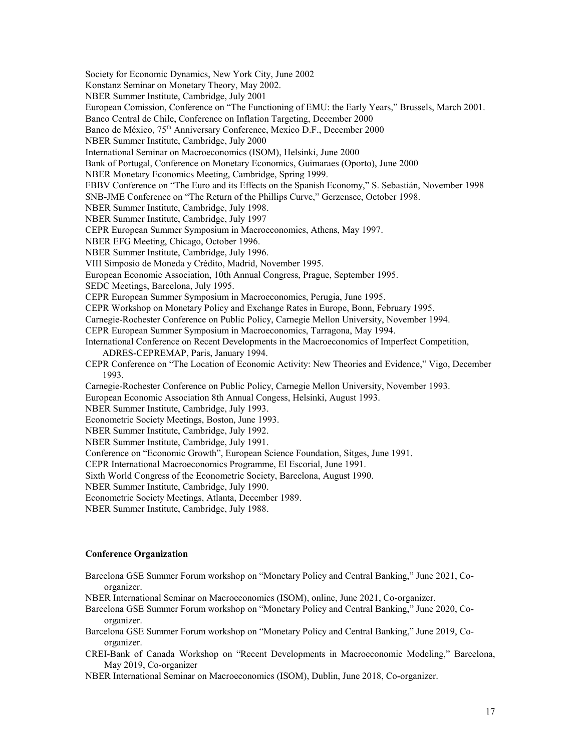Society for Economic Dynamics, New York City, June 2002
Konstanz Seminar on Monetary Theory, May 2002.
NBER Summer Institute, Cambridge, July 2001
European Comission, Conference on "The Functioning of EMU: the Early Years," Brussels, March 2001.
Banco Central de Chile, Conference on Inflation Targeting, December 2000
Banco de México, 75th Anniversary Conference, Mexico D.F., December 2000
NBER Summer Institute, Cambridge, July 2000
International Seminar on Macroeconomics (ISOM), Helsinki, June 2000
Bank of Portugal, Conference on Monetary Economics, Guimaraes (Oporto), June 2000
NBER Monetary Economics Meeting, Cambridge, Spring 1999.
FBBV Conference on "The Euro and its Effects on the Spanish Economy," S. Sebastián, November 1998
SNB-JME Conference on "The Return of the Phillips Curve," Gerzensee, October 1998.
NBER Summer Institute, Cambridge, July 1998.
NBER Summer Institute, Cambridge, July 1997
CEPR European Summer Symposium in Macroeconomics, Athens, May 1997.
NBER EFG Meeting, Chicago, October 1996.
NBER Summer Institute, Cambridge, July 1996.
VIII Simposio de Moneda y Crédito, Madrid, November 1995.
European Economic Association, 10th Annual Congress, Prague, September 1995.
SEDC Meetings, Barcelona, July 1995.
CEPR European Summer Symposium in Macroeconomics, Perugia, June 1995.
CEPR Workshop on Monetary Policy and Exchange Rates in Europe, Bonn, February 1995.
Carnegie-Rochester Conference on Public Policy, Carnegie Mellon University, November 1994.
CEPR European Summer Symposium in Macroeconomics, Tarragona, May 1994.
International Conference on Recent Developments in the Macroeconomics of Imperfect Competition, ADRES-CEPREMAP, Paris, January 1994.
CEPR Conference on "The Location of Economic Activity: New Theories and Evidence," Vigo, December 1993.
Carnegie-Rochester Conference on Public Policy, Carnegie Mellon University, November 1993.
European Economic Association 8th Annual Congess, Helsinki, August 1993.
NBER Summer Institute, Cambridge, July 1993.
Econometric Society Meetings, Boston, June 1993.
NBER Summer Institute, Cambridge, July 1992.
NBER Summer Institute, Cambridge, July 1991.
Conference on "Economic Growth", European Science Foundation, Sitges, June 1991.
CEPR International Macroeconomics Programme, El Escorial, June 1991.
Sixth World Congress of the Econometric Society, Barcelona, August 1990.
NBER Summer Institute, Cambridge, July 1990.
Econometric Society Meetings, Atlanta, December 1989.
NBER Summer Institute, Cambridge, July 1988.

**Conference Organization**

Barcelona GSE Summer Forum workshop on "Monetary Policy and Central Banking," June 2021, Co-organizer.
NBER International Seminar on Macroeconomics (ISOM), online, June 2021, Co-organizer.
Barcelona GSE Summer Forum workshop on "Monetary Policy and Central Banking," June 2020, Co-organizer.
Barcelona GSE Summer Forum workshop on "Monetary Policy and Central Banking," June 2019, Co-organizer.
CREI-Bank of Canada Workshop on "Recent Developments in Macroeconomic Modeling," Barcelona, May 2019, Co-organizer
NBER International Seminar on Macroeconomics (ISOM), Dublin, June 2018, Co-organizer.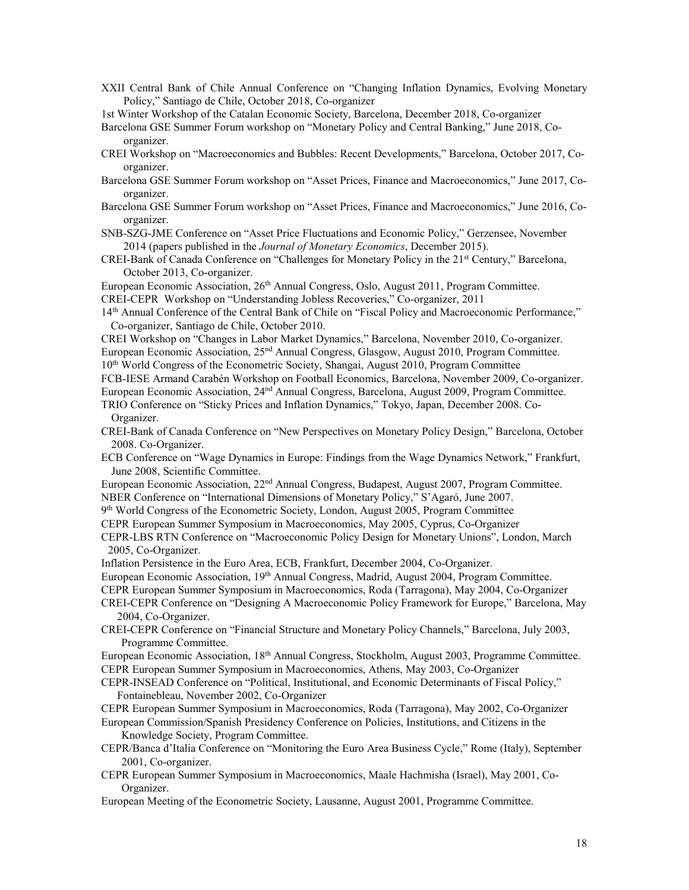XXII Central Bank of Chile Annual Conference on "Changing Inflation Dynamics, Evolving Monetary Policy," Santiago de Chile, October 2018, Co-organizer

1st Winter Workshop of the Catalan Economic Society, Barcelona, December 2018, Co-organizer

Barcelona GSE Summer Forum workshop on "Monetary Policy and Central Banking," June 2018, Co-organizer.

CREI Workshop on "Macroeconomics and Bubbles: Recent Developments," Barcelona, October 2017, Co-organizer.

Barcelona GSE Summer Forum workshop on "Asset Prices, Finance and Macroeconomics," June 2017, Co-organizer.

Barcelona GSE Summer Forum workshop on "Asset Prices, Finance and Macroeconomics," June 2016, Co-organizer.

SNB-SZG-JME Conference on "Asset Price Fluctuations and Economic Policy," Gerzensee, November 2014 (papers published in the *Journal of Monetary Economics*, December 2015).

CREI-Bank of Canada Conference on "Challenges for Monetary Policy in the 21st Century," Barcelona, October 2013, Co-organizer.

European Economic Association, 26th Annual Congress, Oslo, August 2011, Program Committee.

CREI-CEPR Workshop on "Understanding Jobless Recoveries," Co-organizer, 2011

14th Annual Conference of the Central Bank of Chile on "Fiscal Policy and Macroeconomic Performance," Co-organizer, Santiago de Chile, October 2010.

CREI Workshop on "Changes in Labor Market Dynamics," Barcelona, November 2010, Co-organizer.

European Economic Association, 25nd Annual Congress, Glasgow, August 2010, Program Committee.

10th World Congress of the Econometric Society, Shangai, August 2010, Program Committee

FCB-IESE Armand Carabén Workshop on Football Economics, Barcelona, November 2009, Co-organizer.

European Economic Association, 24nd Annual Congress, Barcelona, August 2009, Program Committee.

TRIO Conference on "Sticky Prices and Inflation Dynamics," Tokyo, Japan, December 2008. Co-Organizer.

CREI-Bank of Canada Conference on "New Perspectives on Monetary Policy Design," Barcelona, October 2008. Co-Organizer.

ECB Conference on "Wage Dynamics in Europe: Findings from the Wage Dynamics Network," Frankfurt, June 2008, Scientific Committee.

European Economic Association, 22nd Annual Congress, Budapest, August 2007, Program Committee.

NBER Conference on "International Dimensions of Monetary Policy," S'Agaró, June 2007.

9th World Congress of the Econometric Society, London, August 2005, Program Committee

CEPR European Summer Symposium in Macroeconomics, May 2005, Cyprus, Co-Organizer

CEPR-LBS RTN Conference on "Macroeconomic Policy Design for Monetary Unions", London, March 2005, Co-Organizer.

Inflation Persistence in the Euro Area, ECB, Frankfurt, December 2004, Co-Organizer.

European Economic Association, 19th Annual Congress, Madrid, August 2004, Program Committee.

CEPR European Summer Symposium in Macroeconomics, Roda (Tarragona), May 2004, Co-Organizer

CREI-CEPR Conference on "Designing A Macroeconomic Policy Framework for Europe," Barcelona, May 2004, Co-Organizer.

CREI-CEPR Conference on "Financial Structure and Monetary Policy Channels," Barcelona, July 2003, Programme Committee.

European Economic Association, 18th Annual Congress, Stockholm, August 2003, Programme Committee.

CEPR European Summer Symposium in Macroeconomics, Athens, May 2003, Co-Organizer

CEPR-INSEAD Conference on "Political, Institutional, and Economic Determinants of Fiscal Policy," Fontainebleau, November 2002, Co-Organizer

CEPR European Summer Symposium in Macroeconomics, Roda (Tarragona), May 2002, Co-Organizer

European Commission/Spanish Presidency Conference on Policies, Institutions, and Citizens in the Knowledge Society, Program Committee.

CEPR/Banca d'Italia Conference on "Monitoring the Euro Area Business Cycle," Rome (Italy), September 2001, Co-organizer.

CEPR European Summer Symposium in Macroeconomics, Maale Hachmisha (Israel), May 2001, Co-Organizer.

European Meeting of the Econometric Society, Lausanne, August 2001, Programme Committee.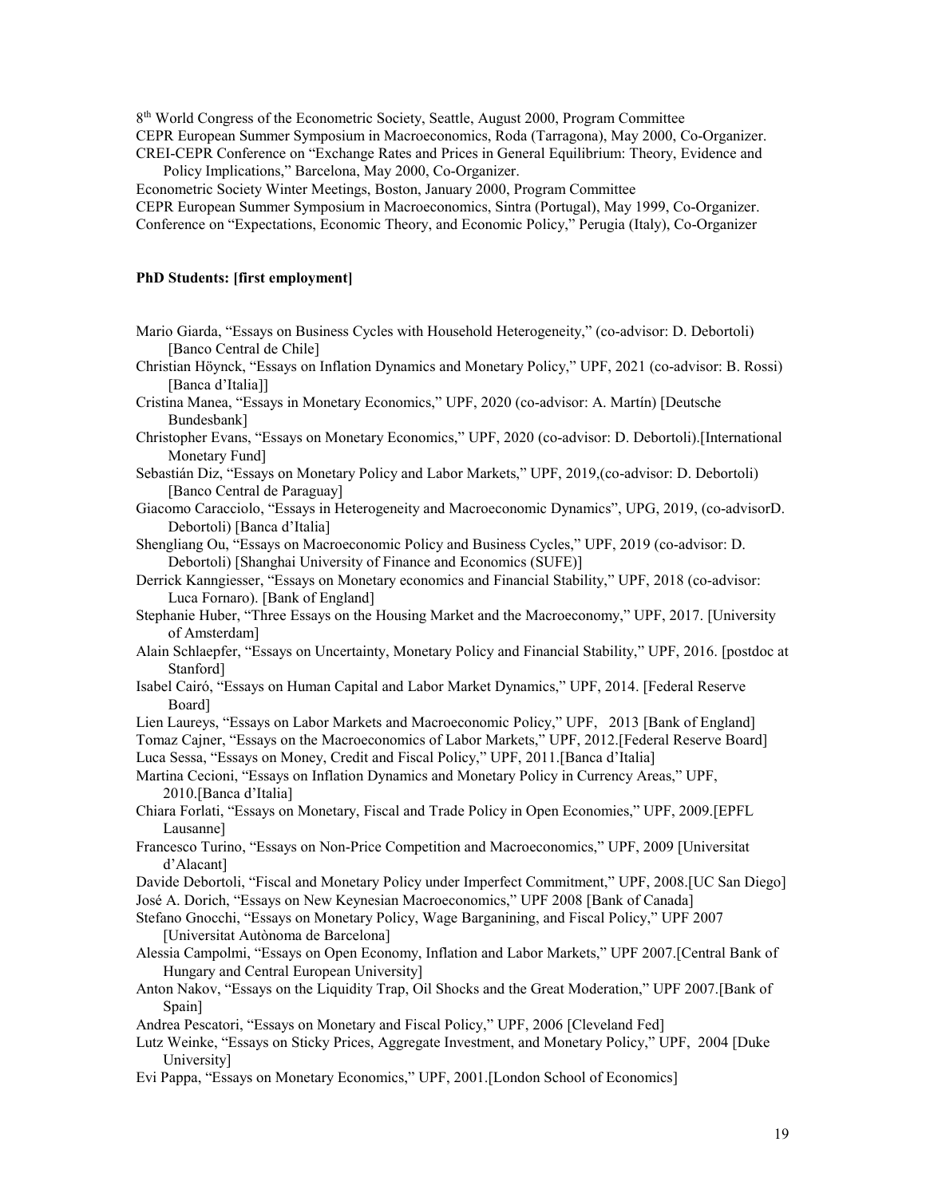8th World Congress of the Econometric Society, Seattle, August 2000, Program Committee

CEPR European Summer Symposium in Macroeconomics, Roda (Tarragona), May 2000, Co-Organizer.

CREI-CEPR Conference on "Exchange Rates and Prices in General Equilibrium: Theory, Evidence and Policy Implications," Barcelona, May 2000, Co-Organizer.

Econometric Society Winter Meetings, Boston, January 2000, Program Committee

CEPR European Summer Symposium in Macroeconomics, Sintra (Portugal), May 1999, Co-Organizer.

Conference on "Expectations, Economic Theory, and Economic Policy," Perugia (Italy), Co-Organizer

**PhD Students: [first employment]**

Mario Giarda, "Essays on Business Cycles with Household Heterogeneity," (co-advisor: D. Debortoli) [Banco Central de Chile]

Christian Höynck, "Essays on Inflation Dynamics and Monetary Policy," UPF, 2021 (co-advisor: B. Rossi) [Banca d'Italia]]

Cristina Manea, "Essays in Monetary Economics," UPF, 2020 (co-advisor: A. Martín) [Deutsche Bundesbank]

Christopher Evans, "Essays on Monetary Economics," UPF, 2020 (co-advisor: D. Debortoli).[International Monetary Fund]

Sebastián Diz, "Essays on Monetary Policy and Labor Markets," UPF, 2019,(co-advisor: D. Debortoli) [Banco Central de Paraguay]

Giacomo Caracciolo, "Essays in Heterogeneity and Macroeconomic Dynamics", UPG, 2019, (co-advisorD. Debortoli) [Banca d'Italia]

Shengliang Ou, "Essays on Macroeconomic Policy and Business Cycles," UPF, 2019 (co-advisor: D. Debortoli) [Shanghai University of Finance and Economics (SUFE)]

Derrick Kanngiesser, "Essays on Monetary economics and Financial Stability," UPF, 2018 (co-advisor: Luca Fornaro). [Bank of England]

Stephanie Huber, "Three Essays on the Housing Market and the Macroeconomy," UPF, 2017. [University of Amsterdam]

Alain Schlaepfer, "Essays on Uncertainty, Monetary Policy and Financial Stability," UPF, 2016. [postdoc at Stanford]

Isabel Cairó, "Essays on Human Capital and Labor Market Dynamics," UPF, 2014. [Federal Reserve Board]

Lien Laureys, "Essays on Labor Markets and Macroeconomic Policy," UPF, 2013 [Bank of England]

Tomaz Cajner, "Essays on the Macroeconomics of Labor Markets," UPF, 2012.[Federal Reserve Board]

Luca Sessa, "Essays on Money, Credit and Fiscal Policy," UPF, 2011.[Banca d'Italia]

Martina Cecioni, "Essays on Inflation Dynamics and Monetary Policy in Currency Areas," UPF, 2010.[Banca d'Italia]

Chiara Forlati, "Essays on Monetary, Fiscal and Trade Policy in Open Economies," UPF, 2009.[EPFL Lausanne]

Francesco Turino, "Essays on Non-Price Competition and Macroeconomics," UPF, 2009 [Universitat d'Alacant]

Davide Debortoli, "Fiscal and Monetary Policy under Imperfect Commitment," UPF, 2008.[UC San Diego]

José A. Dorich, "Essays on New Keynesian Macroeconomics," UPF 2008 [Bank of Canada]

Stefano Gnocchi, "Essays on Monetary Policy, Wage Barganining, and Fiscal Policy," UPF 2007 [Universitat Autònoma de Barcelona]

Alessia Campolmi, "Essays on Open Economy, Inflation and Labor Markets," UPF 2007.[Central Bank of Hungary and Central European University]

Anton Nakov, "Essays on the Liquidity Trap, Oil Shocks and the Great Moderation," UPF 2007.[Bank of Spain]

Andrea Pescatori, "Essays on Monetary and Fiscal Policy," UPF, 2006 [Cleveland Fed]

Lutz Weinke, "Essays on Sticky Prices, Aggregate Investment, and Monetary Policy," UPF, 2004 [Duke University]

Evi Pappa, "Essays on Monetary Economics," UPF, 2001.[London School of Economics]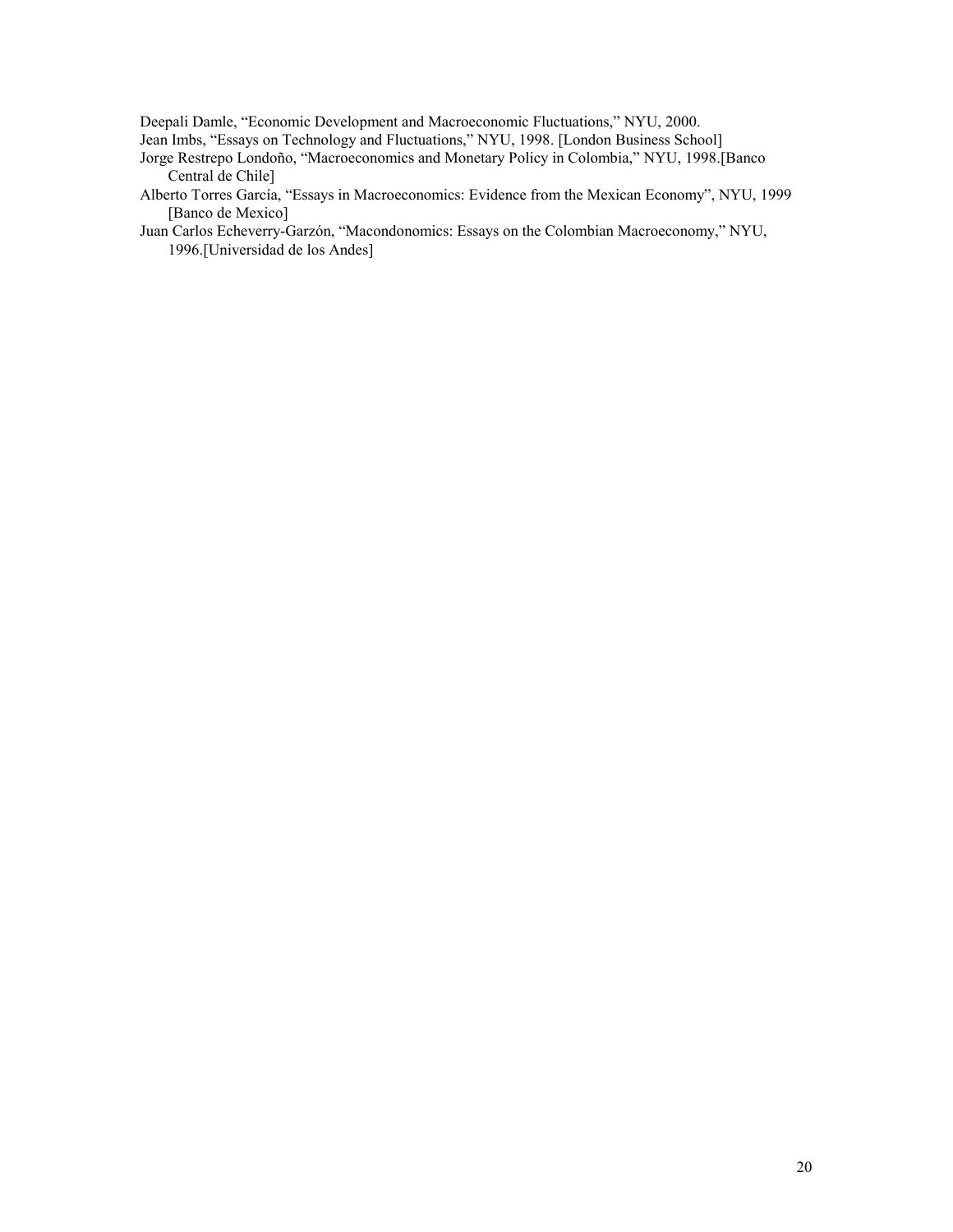Deepali Damle, "Economic Development and Macroeconomic Fluctuations," NYU, 2000.

Jean Imbs, "Essays on Technology and Fluctuations," NYU, 1998. [London Business School]

Jorge Restrepo Londoño, "Macroeconomics and Monetary Policy in Colombia," NYU, 1998.[Banco Central de Chile]

Alberto Torres García, "Essays in Macroeconomics: Evidence from the Mexican Economy", NYU, 1999 [Banco de Mexico]

Juan Carlos Echeverry-Garzón, "Macondonomics: Essays on the Colombian Macroeconomy," NYU, 1996.[Universidad de los Andes]